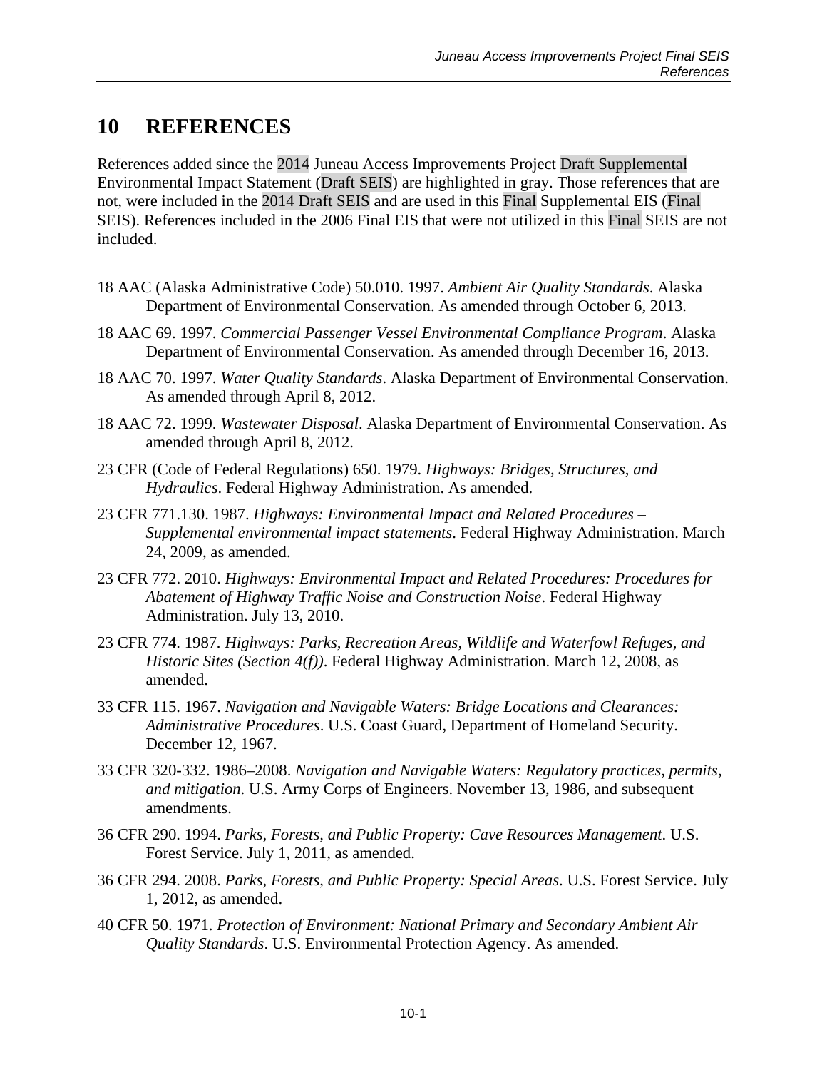# 10 REFERENCES

References added since the 2014 Juneau Access Improvements Project Draft Supplemental Environmental Impact Statement (Draft SEIS) are highlighted in gray. Those references that are not, were included in the 2014 Draft SEIS and are used in this Final Supplemental EIS (Final SEIS). References included in the 2006 Final EIS that were not utilized in this Final SEIS are not included.

18 AAC (Alaska Administrative Code) 50.010. 1997. *Ambient Air Quality Standards*. Alaska Department of Environmental Conservation. As amended through October 6, 2013.

18 AAC 69. 1997. *Commercial Passenger Vessel Environmental Compliance Program*. Alaska Department of Environmental Conservation. As amended through December 16, 2013.

18 AAC 70. 1997. *Water Quality Standards*. Alaska Department of Environmental Conservation. As amended through April 8, 2012.

18 AAC 72. 1999. *Wastewater Disposal*. Alaska Department of Environmental Conservation. As amended through April 8, 2012.

23 CFR (Code of Federal Regulations) 650. 1979. *Highways: Bridges, Structures, and Hydraulics*. Federal Highway Administration. As amended.

23 CFR 771.130. 1987. *Highways: Environmental Impact and Related Procedures – Supplemental environmental impact statements*. Federal Highway Administration. March 24, 2009, as amended.

23 CFR 772. 2010. *Highways: Environmental Impact and Related Procedures: Procedures for Abatement of Highway Traffic Noise and Construction Noise*. Federal Highway Administration. July 13, 2010.

23 CFR 774. 1987. *Highways: Parks, Recreation Areas, Wildlife and Waterfowl Refuges, and Historic Sites (Section 4(f))*. Federal Highway Administration. March 12, 2008, as amended.

33 CFR 115. 1967. *Navigation and Navigable Waters: Bridge Locations and Clearances: Administrative Procedures*. U.S. Coast Guard, Department of Homeland Security. December 12, 1967.

33 CFR 320-332. 1986–2008. *Navigation and Navigable Waters: Regulatory practices, permits, and mitigation*. U.S. Army Corps of Engineers. November 13, 1986, and subsequent amendments.

36 CFR 290. 1994. *Parks, Forests, and Public Property: Cave Resources Management*. U.S. Forest Service. July 1, 2011, as amended.

36 CFR 294. 2008. *Parks, Forests, and Public Property: Special Areas*. U.S. Forest Service. July 1, 2012, as amended.

40 CFR 50. 1971. *Protection of Environment: National Primary and Secondary Ambient Air Quality Standards*. U.S. Environmental Protection Agency. As amended.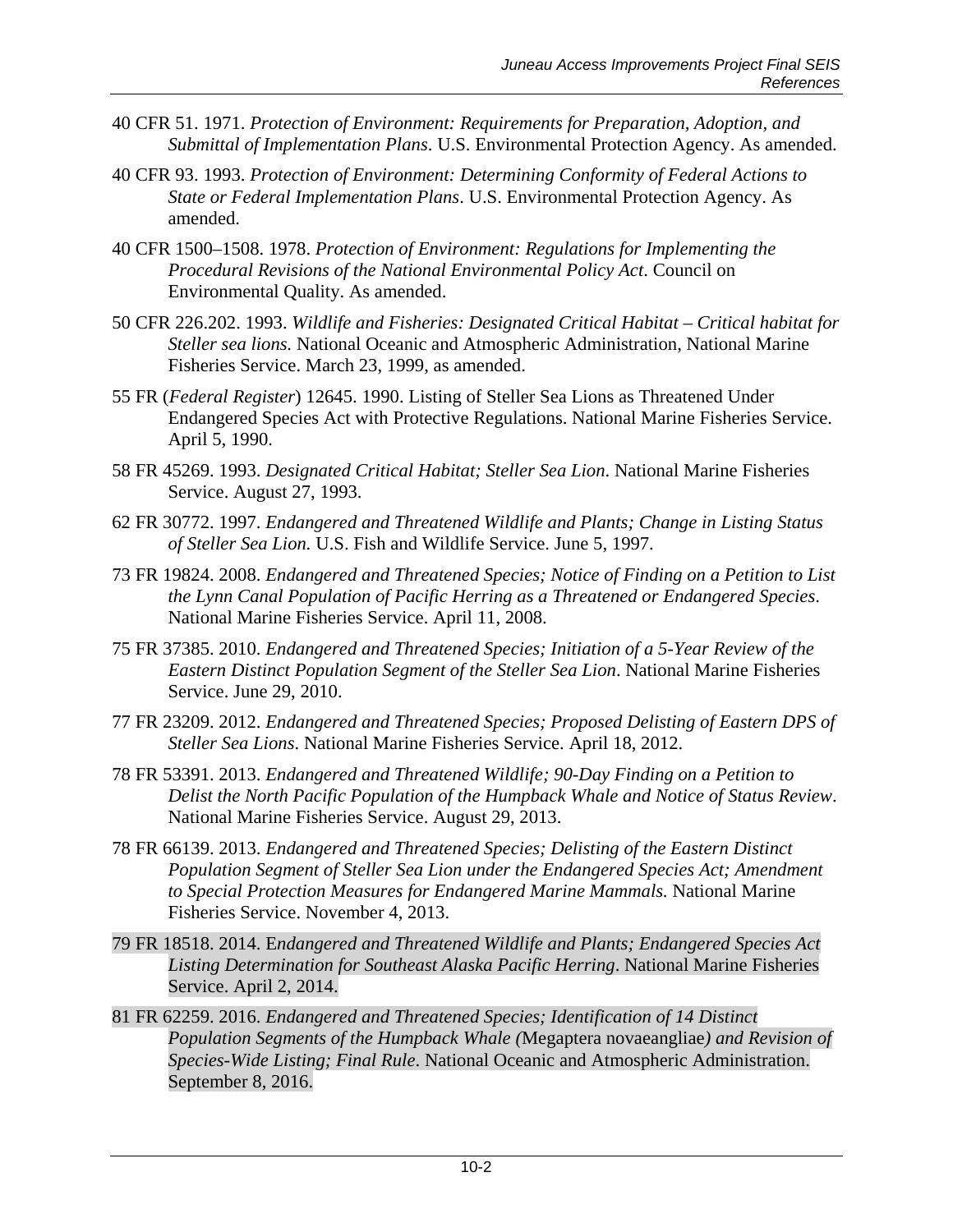40 CFR 51. 1971. *Protection of Environment: Requirements for Preparation, Adoption, and Submittal of Implementation Plans*. U.S. Environmental Protection Agency. As amended.

40 CFR 93. 1993. *Protection of Environment: Determining Conformity of Federal Actions to State or Federal Implementation Plans*. U.S. Environmental Protection Agency. As amended.

40 CFR 1500–1508. 1978. *Protection of Environment: Regulations for Implementing the Procedural Revisions of the National Environmental Policy Act*. Council on Environmental Quality. As amended.

50 CFR 226.202. 1993. *Wildlife and Fisheries: Designated Critical Habitat – Critical habitat for Steller sea lions.* National Oceanic and Atmospheric Administration, National Marine Fisheries Service. March 23, 1999, as amended.

55 FR (*Federal Register*) 12645. 1990. Listing of Steller Sea Lions as Threatened Under Endangered Species Act with Protective Regulations. National Marine Fisheries Service. April 5, 1990.

58 FR 45269. 1993. *Designated Critical Habitat; Steller Sea Lion*. National Marine Fisheries Service. August 27, 1993.

62 FR 30772. 1997. *Endangered and Threatened Wildlife and Plants; Change in Listing Status of Steller Sea Lion.* U.S. Fish and Wildlife Service. June 5, 1997.

73 FR 19824. 2008. *Endangered and Threatened Species; Notice of Finding on a Petition to List the Lynn Canal Population of Pacific Herring as a Threatened or Endangered Species*. National Marine Fisheries Service. April 11, 2008.

75 FR 37385. 2010. *Endangered and Threatened Species; Initiation of a 5-Year Review of the Eastern Distinct Population Segment of the Steller Sea Lion*. National Marine Fisheries Service. June 29, 2010.

77 FR 23209. 2012. *Endangered and Threatened Species; Proposed Delisting of Eastern DPS of Steller Sea Lions*. National Marine Fisheries Service. April 18, 2012.

78 FR 53391. 2013. *Endangered and Threatened Wildlife; 90-Day Finding on a Petition to Delist the North Pacific Population of the Humpback Whale and Notice of Status Review*. National Marine Fisheries Service. August 29, 2013.

78 FR 66139. 2013. *Endangered and Threatened Species; Delisting of the Eastern Distinct Population Segment of Steller Sea Lion under the Endangered Species Act; Amendment to Special Protection Measures for Endangered Marine Mammals.* National Marine Fisheries Service. November 4, 2013.

79 FR 18518. 2014. *Endangered and Threatened Wildlife and Plants; Endangered Species Act Listing Determination for Southeast Alaska Pacific Herring*. National Marine Fisheries Service. April 2, 2014.

81 FR 62259. 2016. *Endangered and Threatened Species; Identification of 14 Distinct Population Segments of the Humpback Whale (*Megaptera novaeangliae*) and Revision of Species-Wide Listing; Final Rule*. National Oceanic and Atmospheric Administration. September 8, 2016.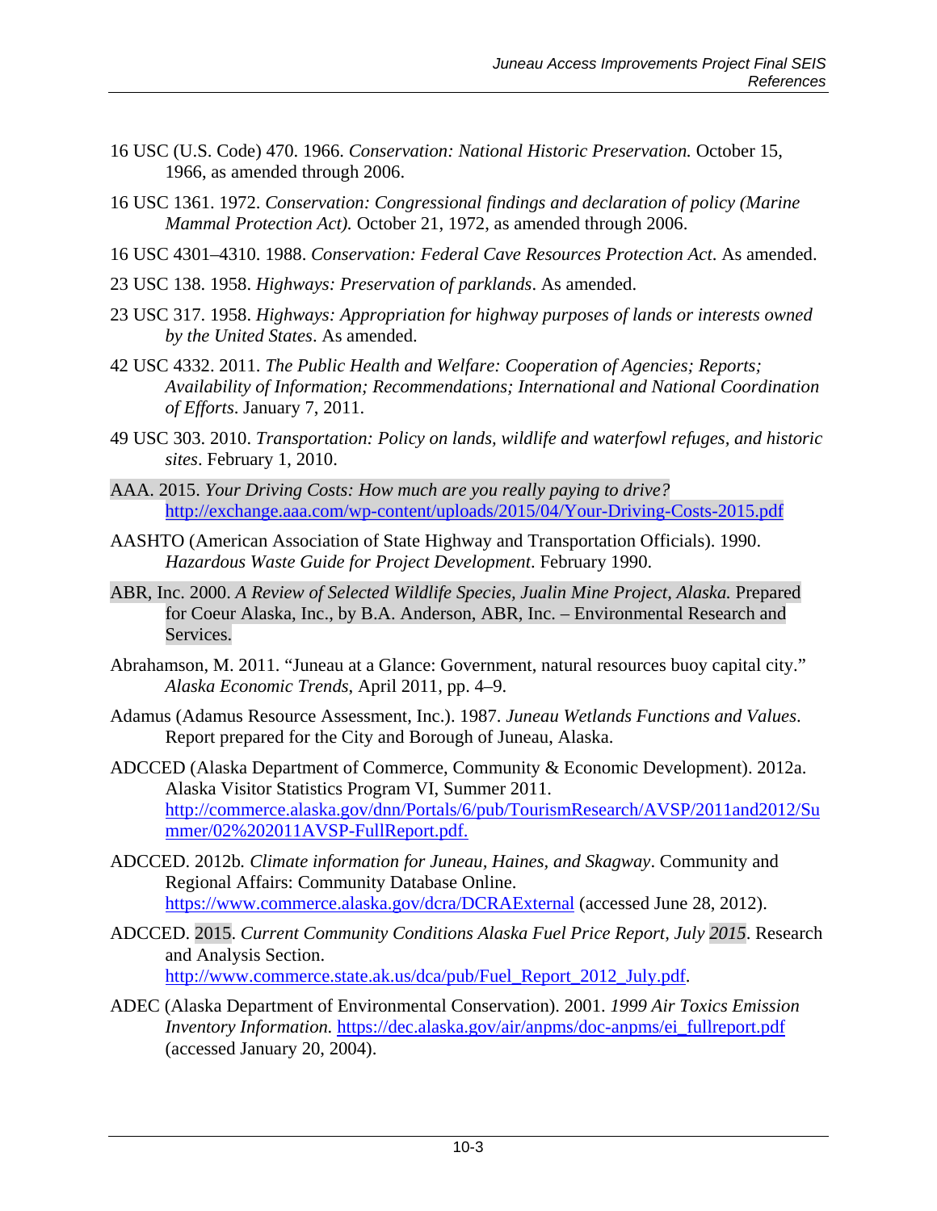16 USC (U.S. Code) 470. 1966. *Conservation: National Historic Preservation.* October 15, 1966, as amended through 2006.

16 USC 1361. 1972. *Conservation: Congressional findings and declaration of policy (Marine Mammal Protection Act).* October 21, 1972, as amended through 2006.

16 USC 4301–4310. 1988. *Conservation: Federal Cave Resources Protection Act*. As amended.

23 USC 138. 1958. *Highways: Preservation of parklands*. As amended.

23 USC 317. 1958. *Highways: Appropriation for highway purposes of lands or interests owned by the United States*. As amended.

42 USC 4332. 2011. *The Public Health and Welfare: Cooperation of Agencies; Reports; Availability of Information; Recommendations; International and National Coordination of Efforts*. January 7, 2011.

49 USC 303. 2010. *Transportation: Policy on lands, wildlife and waterfowl refuges, and historic sites*. February 1, 2010.

AAA. 2015. *Your Driving Costs: How much are you really paying to drive?* http://exchange.aaa.com/wp-content/uploads/2015/04/Your-Driving-Costs-2015.pdf

AASHTO (American Association of State Highway and Transportation Officials). 1990. *Hazardous Waste Guide for Project Development*. February 1990.

ABR, Inc. 2000. *A Review of Selected Wildlife Species, Jualin Mine Project, Alaska.* Prepared for Coeur Alaska, Inc., by B.A. Anderson, ABR, Inc. – Environmental Research and Services.

Abrahamson, M. 2011. "Juneau at a Glance: Government, natural resources buoy capital city." *Alaska Economic Trends*, April 2011, pp. 4–9.

Adamus (Adamus Resource Assessment, Inc.). 1987. *Juneau Wetlands Functions and Values*. Report prepared for the City and Borough of Juneau, Alaska.

ADCCED (Alaska Department of Commerce, Community & Economic Development). 2012a. Alaska Visitor Statistics Program VI, Summer 2011. http://commerce.alaska.gov/dnn/Portals/6/pub/TourismResearch/AVSP/2011and2012/Summer/02%202011AVSP-FullReport.pdf.

ADCCED. 2012b. *Climate information for Juneau, Haines, and Skagway*. Community and Regional Affairs: Community Database Online. https://www.commerce.alaska.gov/dcra/DCRAExternal (accessed June 28, 2012).

ADCCED. 2015. *Current Community Conditions Alaska Fuel Price Report, July 2015*. Research and Analysis Section. http://www.commerce.state.ak.us/dca/pub/Fuel_Report_2012_July.pdf.

ADEC (Alaska Department of Environmental Conservation). 2001. *1999 Air Toxics Emission Inventory Information.* https://dec.alaska.gov/air/anpms/doc-anpms/ei_fullreport.pdf (accessed January 20, 2004).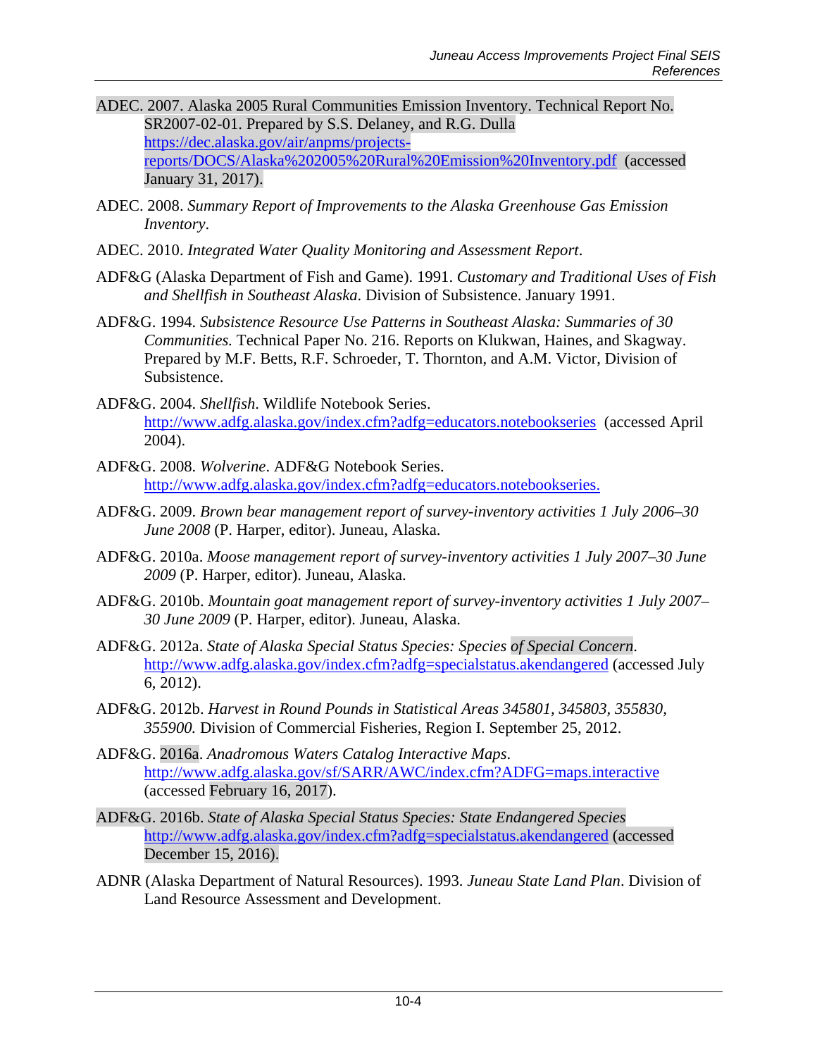ADEC. 2007. Alaska 2005 Rural Communities Emission Inventory. Technical Report No. SR2007-02-01. Prepared by S.S. Delaney, and R.G. Dulla https://dec.alaska.gov/air/anpms/projects-reports/DOCS/Alaska%202005%20Rural%20Emission%20Inventory.pdf (accessed January 31, 2017).

ADEC. 2008. *Summary Report of Improvements to the Alaska Greenhouse Gas Emission Inventory*.

ADEC. 2010. *Integrated Water Quality Monitoring and Assessment Report*.

ADF&G (Alaska Department of Fish and Game). 1991. *Customary and Traditional Uses of Fish and Shellfish in Southeast Alaska*. Division of Subsistence. January 1991.

ADF&G. 1994. *Subsistence Resource Use Patterns in Southeast Alaska: Summaries of 30 Communities*. Technical Paper No. 216. Reports on Klukwan, Haines, and Skagway. Prepared by M.F. Betts, R.F. Schroeder, T. Thornton, and A.M. Victor, Division of Subsistence.

ADF&G. 2004. *Shellfish*. Wildlife Notebook Series. http://www.adfg.alaska.gov/index.cfm?adfg=educators.notebookseries (accessed April 2004).

ADF&G. 2008. *Wolverine*. ADF&G Notebook Series. http://www.adfg.alaska.gov/index.cfm?adfg=educators.notebookseries.

ADF&G. 2009. *Brown bear management report of survey-inventory activities 1 July 2006–30 June 2008* (P. Harper, editor). Juneau, Alaska.

ADF&G. 2010a. *Moose management report of survey-inventory activities 1 July 2007–30 June 2009* (P. Harper, editor). Juneau, Alaska.

ADF&G. 2010b. *Mountain goat management report of survey-inventory activities 1 July 2007–30 June 2009* (P. Harper, editor). Juneau, Alaska.

ADF&G. 2012a. *State of Alaska Special Status Species: Species of Special Concern*. http://www.adfg.alaska.gov/index.cfm?adfg=specialstatus.akendangered (accessed July 6, 2012).

ADF&G. 2012b. *Harvest in Round Pounds in Statistical Areas 345801, 345803, 355830, 355900.* Division of Commercial Fisheries, Region I. September 25, 2012.

ADF&G. 2016a. *Anadromous Waters Catalog Interactive Maps*. http://www.adfg.alaska.gov/sf/SARR/AWC/index.cfm?ADFG=maps.interactive (accessed February 16, 2017).

ADF&G. 2016b. *State of Alaska Special Status Species: State Endangered Species* http://www.adfg.alaska.gov/index.cfm?adfg=specialstatus.akendangered (accessed December 15, 2016).

ADNR (Alaska Department of Natural Resources). 1993. *Juneau State Land Plan*. Division of Land Resource Assessment and Development.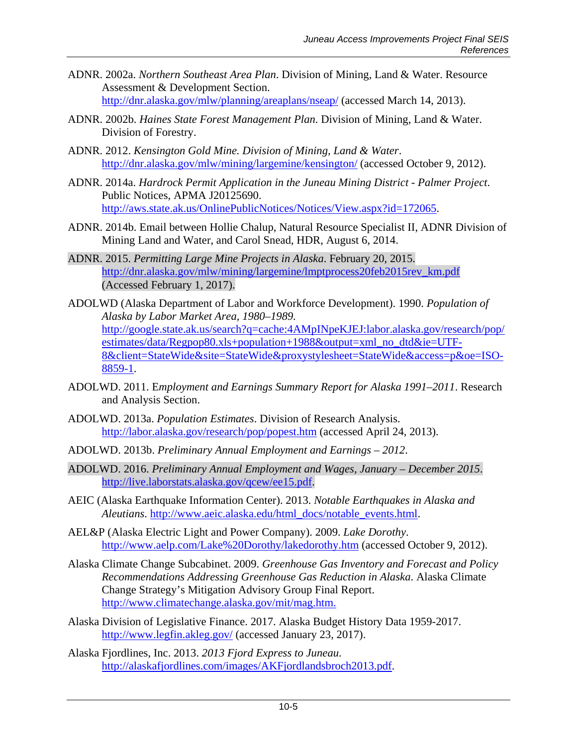ADNR. 2002a. *Northern Southeast Area Plan*. Division of Mining, Land & Water. Resource Assessment & Development Section. http://dnr.alaska.gov/mlw/planning/areaplans/nseap/ (accessed March 14, 2013).

ADNR. 2002b. *Haines State Forest Management Plan*. Division of Mining, Land & Water. Division of Forestry.

ADNR. 2012. *Kensington Gold Mine. Division of Mining, Land & Water*. http://dnr.alaska.gov/mlw/mining/largemine/kensington/ (accessed October 9, 2012).

ADNR. 2014a. *Hardrock Permit Application in the Juneau Mining District - Palmer Project*. Public Notices, APMA J20125690. http://aws.state.ak.us/OnlinePublicNotices/Notices/View.aspx?id=172065.

ADNR. 2014b. Email between Hollie Chalup, Natural Resource Specialist II, ADNR Division of Mining Land and Water, and Carol Snead, HDR, August 6, 2014.

ADNR. 2015. *Permitting Large Mine Projects in Alaska*. February 20, 2015. http://dnr.alaska.gov/mlw/mining/largemine/lmptprocess20feb2015rev_km.pdf (Accessed February 1, 2017).

ADOLWD (Alaska Department of Labor and Workforce Development). 1990. *Population of Alaska by Labor Market Area, 1980–1989.* http://google.state.ak.us/search?q=cache:4AMpINpeKJEJ:labor.alaska.gov/research/pop/estimates/data/Regpop80.xls+population+1988&output=xml_no_dtd&ie=UTF-8&client=StateWide&site=StateWide&proxystylesheet=StateWide&access=p&oe=ISO-8859-1.

ADOLWD. 2011. E*mployment and Earnings Summary Report for Alaska 1991–2011*. Research and Analysis Section.

ADOLWD. 2013a. *Population Estimates*. Division of Research Analysis. http://labor.alaska.gov/research/pop/popest.htm (accessed April 24, 2013).

ADOLWD. 2013b. *Preliminary Annual Employment and Earnings – 2012*.

ADOLWD. 2016. *Preliminary Annual Employment and Wages, January – December 2015*. http://live.laborstats.alaska.gov/qcew/ee15.pdf.

AEIC (Alaska Earthquake Information Center). 2013. *Notable Earthquakes in Alaska and Aleutians*. http://www.aeic.alaska.edu/html_docs/notable_events.html.

AEL&P (Alaska Electric Light and Power Company). 2009. *Lake Dorothy*. http://www.aelp.com/Lake%20Dorothy/lakedorothy.htm (accessed October 9, 2012).

Alaska Climate Change Subcabinet. 2009. *Greenhouse Gas Inventory and Forecast and Policy Recommendations Addressing Greenhouse Gas Reduction in Alaska*. Alaska Climate Change Strategy's Mitigation Advisory Group Final Report. http://www.climatechange.alaska.gov/mit/mag.htm.

Alaska Division of Legislative Finance. 2017. Alaska Budget History Data 1959-2017. http://www.legfin.akleg.gov/ (accessed January 23, 2017).

Alaska Fjordlines, Inc. 2013. *2013 Fjord Express to Juneau*. http://alaskafjordlines.com/images/AKFjordlandsbroch2013.pdf.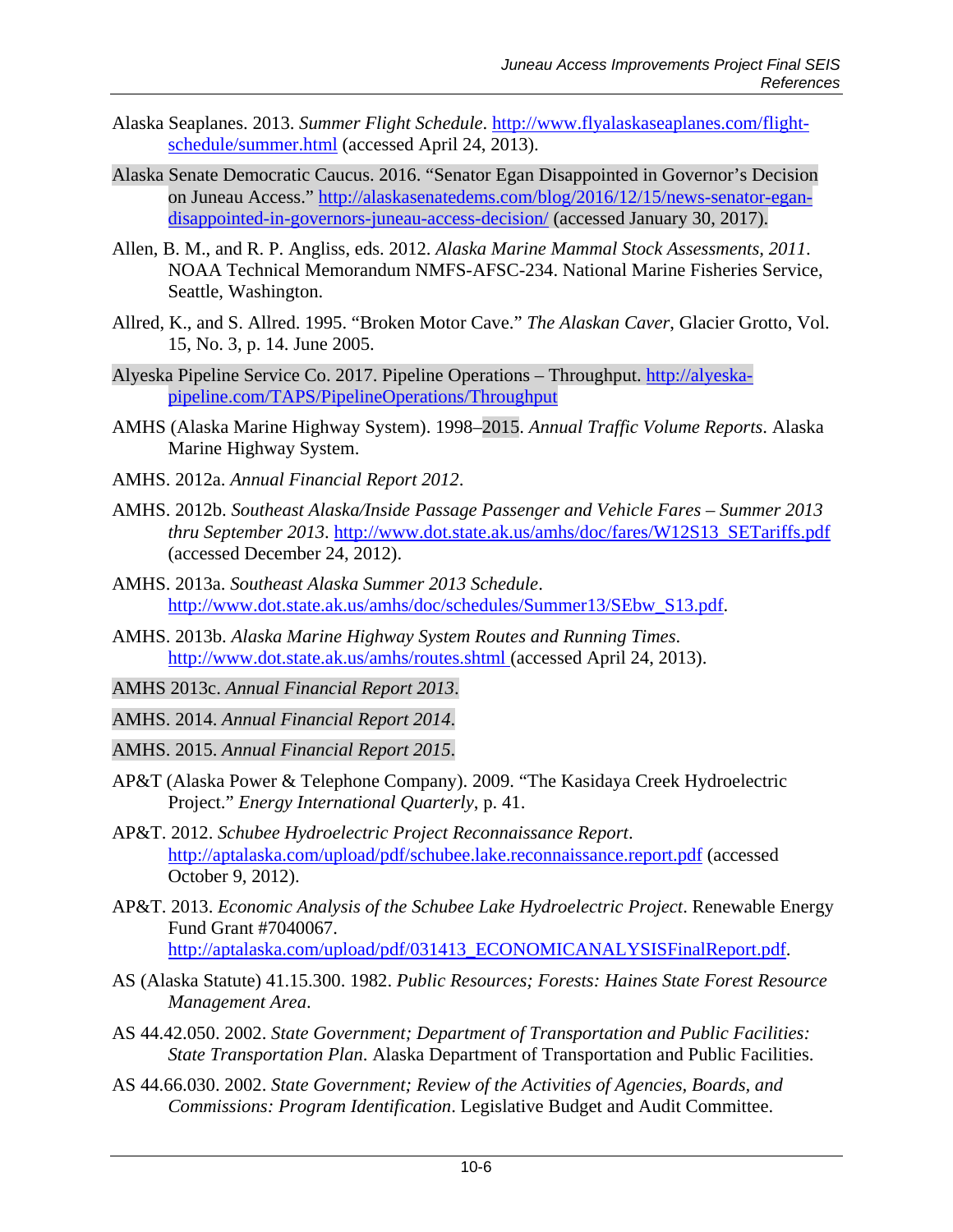Alaska Seaplanes. 2013. *Summer Flight Schedule*. http://www.flyalaskaseaplanes.com/flight-schedule/summer.html (accessed April 24, 2013).

Alaska Senate Democratic Caucus. 2016. "Senator Egan Disappointed in Governor's Decision on Juneau Access." http://alaskasenatedems.com/blog/2016/12/15/news-senator-egan-disappointed-in-governors-juneau-access-decision/ (accessed January 30, 2017).

Allen, B. M., and R. P. Angliss, eds. 2012. *Alaska Marine Mammal Stock Assessments, 2011*. NOAA Technical Memorandum NMFS-AFSC-234. National Marine Fisheries Service, Seattle, Washington.

Allred, K., and S. Allred. 1995. "Broken Motor Cave." *The Alaskan Caver*, Glacier Grotto, Vol. 15, No. 3, p. 14. June 2005.

Alyeska Pipeline Service Co. 2017. Pipeline Operations – Throughput. http://alyeska-pipeline.com/TAPS/PipelineOperations/Throughput

AMHS (Alaska Marine Highway System). 1998–2015. *Annual Traffic Volume Reports*. Alaska Marine Highway System.

AMHS. 2012a. *Annual Financial Report 2012*.

AMHS. 2012b. *Southeast Alaska/Inside Passage Passenger and Vehicle Fares – Summer 2013 thru September 2013*. http://www.dot.state.ak.us/amhs/doc/fares/W12S13_SETariffs.pdf (accessed December 24, 2012).

AMHS. 2013a. *Southeast Alaska Summer 2013 Schedule*. http://www.dot.state.ak.us/amhs/doc/schedules/Summer13/SEbw_S13.pdf.

AMHS. 2013b. *Alaska Marine Highway System Routes and Running Times*. http://www.dot.state.ak.us/amhs/routes.shtml (accessed April 24, 2013).

AMHS 2013c. *Annual Financial Report 2013*.

AMHS. 2014. *Annual Financial Report 2014*.

AMHS. 2015. *Annual Financial Report 2015*.

AP&T (Alaska Power & Telephone Company). 2009. "The Kasidaya Creek Hydroelectric Project." *Energy International Quarterly*, p. 41.

AP&T. 2012. *Schubee Hydroelectric Project Reconnaissance Report*. http://aptalaska.com/upload/pdf/schubee.lake.reconnaissance.report.pdf (accessed October 9, 2012).

AP&T. 2013. *Economic Analysis of the Schubee Lake Hydroelectric Project*. Renewable Energy Fund Grant #7040067. http://aptalaska.com/upload/pdf/031413_ECONOMICANALYSISFinalReport.pdf.

AS (Alaska Statute) 41.15.300. 1982. *Public Resources; Forests: Haines State Forest Resource Management Area*.

AS 44.42.050. 2002. *State Government; Department of Transportation and Public Facilities: State Transportation Plan*. Alaska Department of Transportation and Public Facilities.

AS 44.66.030. 2002. *State Government; Review of the Activities of Agencies, Boards, and Commissions: Program Identification*. Legislative Budget and Audit Committee.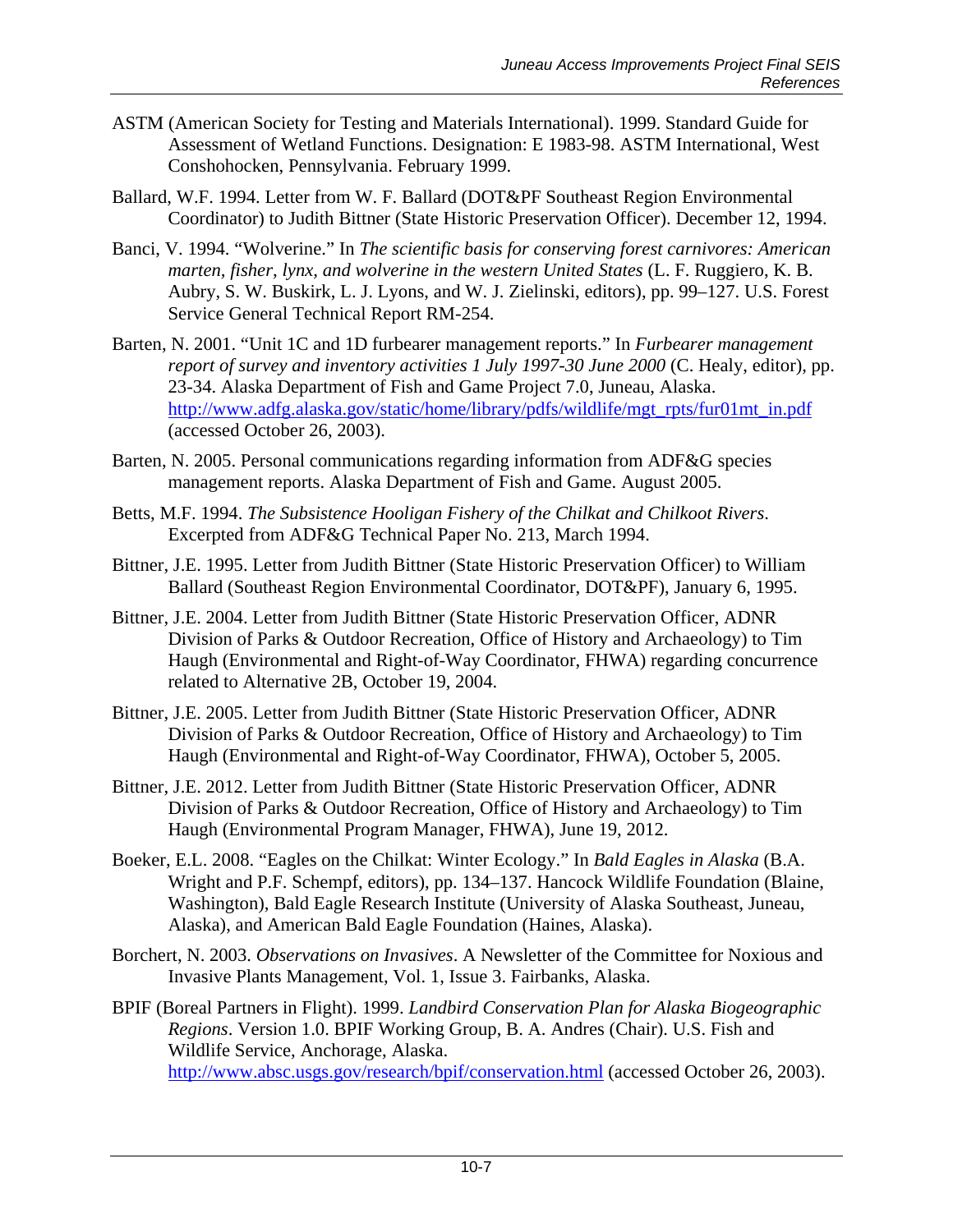ASTM (American Society for Testing and Materials International). 1999. Standard Guide for Assessment of Wetland Functions. Designation: E 1983-98. ASTM International, West Conshohocken, Pennsylvania. February 1999.

Ballard, W.F. 1994. Letter from W. F. Ballard (DOT&PF Southeast Region Environmental Coordinator) to Judith Bittner (State Historic Preservation Officer). December 12, 1994.

Banci, V. 1994. "Wolverine." In *The scientific basis for conserving forest carnivores: American marten, fisher, lynx, and wolverine in the western United States* (L. F. Ruggiero, K. B. Aubry, S. W. Buskirk, L. J. Lyons, and W. J. Zielinski, editors), pp. 99–127. U.S. Forest Service General Technical Report RM-254.

Barten, N. 2001. "Unit 1C and 1D furbearer management reports." In *Furbearer management report of survey and inventory activities 1 July 1997-30 June 2000* (C. Healy, editor), pp. 23-34. Alaska Department of Fish and Game Project 7.0, Juneau, Alaska. http://www.adfg.alaska.gov/static/home/library/pdfs/wildlife/mgt_rpts/fur01mt_in.pdf (accessed October 26, 2003).

Barten, N. 2005. Personal communications regarding information from ADF&G species management reports. Alaska Department of Fish and Game. August 2005.

Betts, M.F. 1994. *The Subsistence Hooligan Fishery of the Chilkat and Chilkoot Rivers*. Excerpted from ADF&G Technical Paper No. 213, March 1994.

Bittner, J.E. 1995. Letter from Judith Bittner (State Historic Preservation Officer) to William Ballard (Southeast Region Environmental Coordinator, DOT&PF), January 6, 1995.

Bittner, J.E. 2004. Letter from Judith Bittner (State Historic Preservation Officer, ADNR Division of Parks & Outdoor Recreation, Office of History and Archaeology) to Tim Haugh (Environmental and Right-of-Way Coordinator, FHWA) regarding concurrence related to Alternative 2B, October 19, 2004.

Bittner, J.E. 2005. Letter from Judith Bittner (State Historic Preservation Officer, ADNR Division of Parks & Outdoor Recreation, Office of History and Archaeology) to Tim Haugh (Environmental and Right-of-Way Coordinator, FHWA), October 5, 2005.

Bittner, J.E. 2012. Letter from Judith Bittner (State Historic Preservation Officer, ADNR Division of Parks & Outdoor Recreation, Office of History and Archaeology) to Tim Haugh (Environmental Program Manager, FHWA), June 19, 2012.

Boeker, E.L. 2008. "Eagles on the Chilkat: Winter Ecology." In *Bald Eagles in Alaska* (B.A. Wright and P.F. Schempf, editors), pp. 134–137. Hancock Wildlife Foundation (Blaine, Washington), Bald Eagle Research Institute (University of Alaska Southeast, Juneau, Alaska), and American Bald Eagle Foundation (Haines, Alaska).

Borchert, N. 2003. *Observations on Invasives*. A Newsletter of the Committee for Noxious and Invasive Plants Management, Vol. 1, Issue 3. Fairbanks, Alaska.

BPIF (Boreal Partners in Flight). 1999. *Landbird Conservation Plan for Alaska Biogeographic Regions*. Version 1.0. BPIF Working Group, B. A. Andres (Chair). U.S. Fish and Wildlife Service, Anchorage, Alaska. http://www.absc.usgs.gov/research/bpif/conservation.html (accessed October 26, 2003).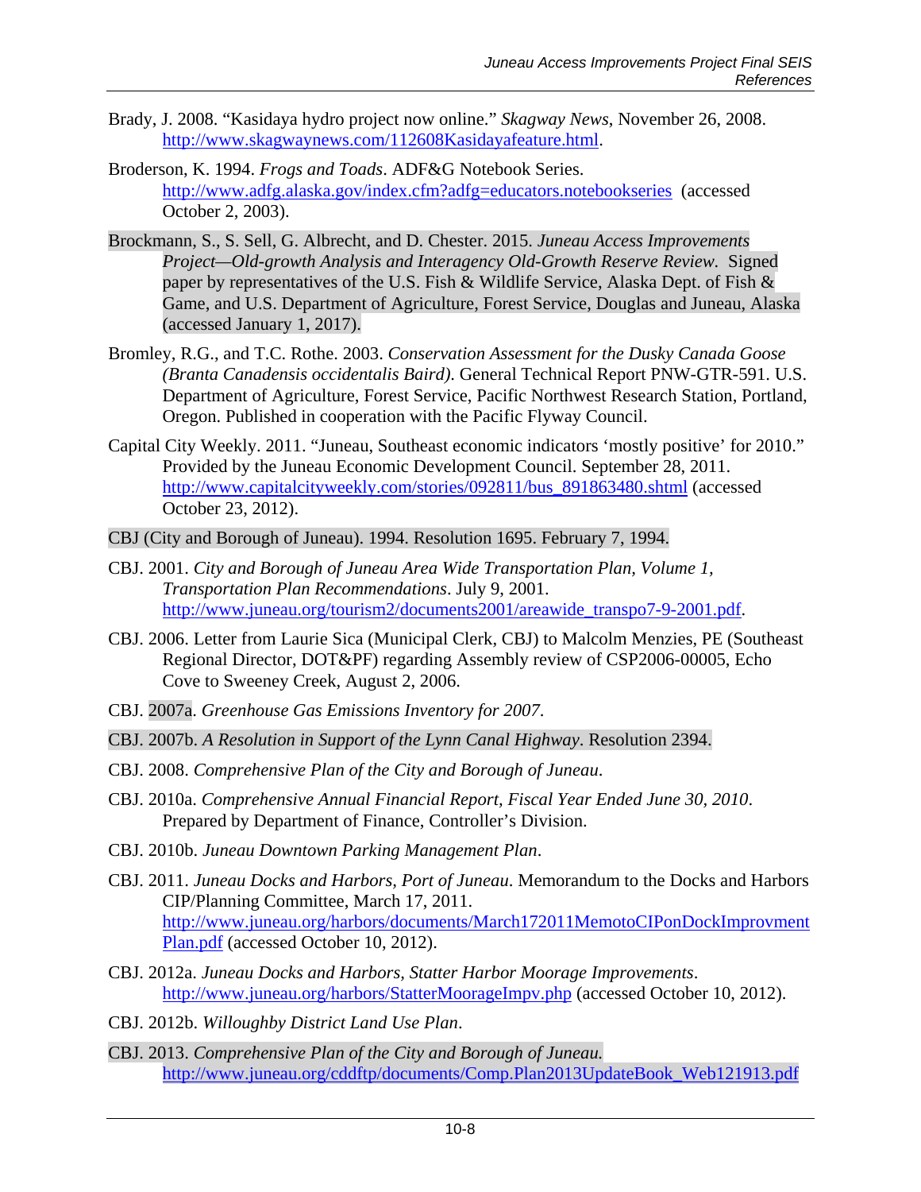Brady, J. 2008. "Kasidaya hydro project now online." *Skagway News*, November 26, 2008. http://www.skagwaynews.com/112608Kasidayafeature.html.

Broderson, K. 1994. *Frogs and Toads*. ADF&G Notebook Series. http://www.adfg.alaska.gov/index.cfm?adfg=educators.notebookseries (accessed October 2, 2003).

Brockmann, S., S. Sell, G. Albrecht, and D. Chester. 2015. *Juneau Access Improvements Project—Old-growth Analysis and Interagency Old-Growth Reserve Review.* Signed paper by representatives of the U.S. Fish & Wildlife Service, Alaska Dept. of Fish & Game, and U.S. Department of Agriculture, Forest Service, Douglas and Juneau, Alaska (accessed January 1, 2017).

Bromley, R.G., and T.C. Rothe. 2003. *Conservation Assessment for the Dusky Canada Goose (Branta Canadensis occidentalis Baird)*. General Technical Report PNW-GTR-591. U.S. Department of Agriculture, Forest Service, Pacific Northwest Research Station, Portland, Oregon. Published in cooperation with the Pacific Flyway Council.

Capital City Weekly. 2011. "Juneau, Southeast economic indicators 'mostly positive' for 2010." Provided by the Juneau Economic Development Council. September 28, 2011. http://www.capitalcityweekly.com/stories/092811/bus_891863480.shtml (accessed October 23, 2012).

CBJ (City and Borough of Juneau). 1994. Resolution 1695. February 7, 1994.

CBJ. 2001. *City and Borough of Juneau Area Wide Transportation Plan, Volume 1, Transportation Plan Recommendations*. July 9, 2001. http://www.juneau.org/tourism2/documents2001/areawide_transpo7-9-2001.pdf.

CBJ. 2006. Letter from Laurie Sica (Municipal Clerk, CBJ) to Malcolm Menzies, PE (Southeast Regional Director, DOT&PF) regarding Assembly review of CSP2006-00005, Echo Cove to Sweeney Creek, August 2, 2006.

CBJ. 2007a. *Greenhouse Gas Emissions Inventory for 2007*.

CBJ. 2007b. *A Resolution in Support of the Lynn Canal Highway*. Resolution 2394.

CBJ. 2008. *Comprehensive Plan of the City and Borough of Juneau*.

CBJ. 2010a. *Comprehensive Annual Financial Report, Fiscal Year Ended June 30, 2010*. Prepared by Department of Finance, Controller's Division.

CBJ. 2010b. *Juneau Downtown Parking Management Plan*.

CBJ. 2011. *Juneau Docks and Harbors, Port of Juneau*. Memorandum to the Docks and Harbors CIP/Planning Committee, March 17, 2011. http://www.juneau.org/harbors/documents/March172011MemotoCIPonDockImprovmentPlan.pdf (accessed October 10, 2012).

CBJ. 2012a. *Juneau Docks and Harbors, Statter Harbor Moorage Improvements*. http://www.juneau.org/harbors/StatterMoorageImpv.php (accessed October 10, 2012).

CBJ. 2012b. *Willoughby District Land Use Plan*.

CBJ. 2013. *Comprehensive Plan of the City and Borough of Juneau.* http://www.juneau.org/cddftp/documents/Comp.Plan2013UpdateBook_Web121913.pdf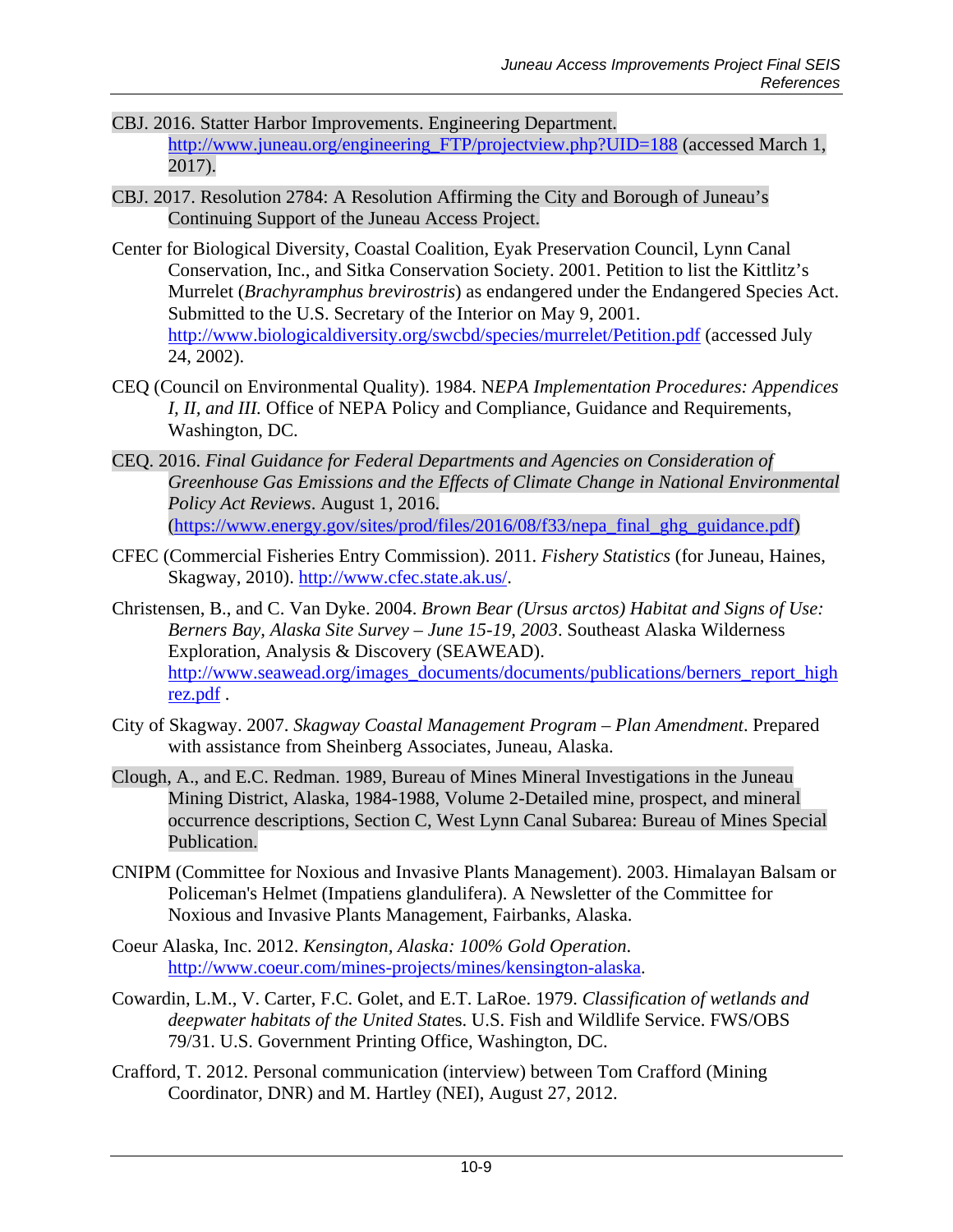CBJ. 2016. Statter Harbor Improvements. Engineering Department. http://www.juneau.org/engineering_FTP/projectview.php?UID=188 (accessed March 1, 2017).

CBJ. 2017. Resolution 2784: A Resolution Affirming the City and Borough of Juneau's Continuing Support of the Juneau Access Project.

Center for Biological Diversity, Coastal Coalition, Eyak Preservation Council, Lynn Canal Conservation, Inc., and Sitka Conservation Society. 2001. Petition to list the Kittlitz's Murrelet (*Brachyramphus brevirostris*) as endangered under the Endangered Species Act. Submitted to the U.S. Secretary of the Interior on May 9, 2001. http://www.biologicaldiversity.org/swcbd/species/murrelet/Petition.pdf (accessed July 24, 2002).

CEQ (Council on Environmental Quality). 1984. N*EPA Implementation Procedures: Appendices I, II, and III.* Office of NEPA Policy and Compliance, Guidance and Requirements, Washington, DC.

CEQ. 2016. *Final Guidance for Federal Departments and Agencies on Consideration of Greenhouse Gas Emissions and the Effects of Climate Change in National Environmental Policy Act Reviews*. August 1, 2016. (https://www.energy.gov/sites/prod/files/2016/08/f33/nepa_final_ghg_guidance.pdf)

CFEC (Commercial Fisheries Entry Commission). 2011. *Fishery Statistics* (for Juneau, Haines, Skagway, 2010). http://www.cfec.state.ak.us/.

Christensen, B., and C. Van Dyke. 2004. *Brown Bear (Ursus arctos) Habitat and Signs of Use: Berners Bay, Alaska Site Survey – June 15-19, 2003*. Southeast Alaska Wilderness Exploration, Analysis & Discovery (SEAWEAD). http://www.seawead.org/images_documents/documents/publications/berners_report_highrez.pdf .

City of Skagway. 2007. *Skagway Coastal Management Program – Plan Amendment*. Prepared with assistance from Sheinberg Associates, Juneau, Alaska.

Clough, A., and E.C. Redman. 1989, Bureau of Mines Mineral Investigations in the Juneau Mining District, Alaska, 1984-1988, Volume 2-Detailed mine, prospect, and mineral occurrence descriptions, Section C, West Lynn Canal Subarea: Bureau of Mines Special Publication.

CNIPM (Committee for Noxious and Invasive Plants Management). 2003. Himalayan Balsam or Policeman's Helmet (Impatiens glandulifera). A Newsletter of the Committee for Noxious and Invasive Plants Management, Fairbanks, Alaska.

Coeur Alaska, Inc. 2012. *Kensington, Alaska: 100% Gold Operation*. http://www.coeur.com/mines-projects/mines/kensington-alaska.

Cowardin, L.M., V. Carter, F.C. Golet, and E.T. LaRoe. 1979. *Classification of wetlands and deepwater habitats of the United Stat*es. U.S. Fish and Wildlife Service. FWS/OBS 79/31. U.S. Government Printing Office, Washington, DC.

Crafford, T. 2012. Personal communication (interview) between Tom Crafford (Mining Coordinator, DNR) and M. Hartley (NEI), August 27, 2012.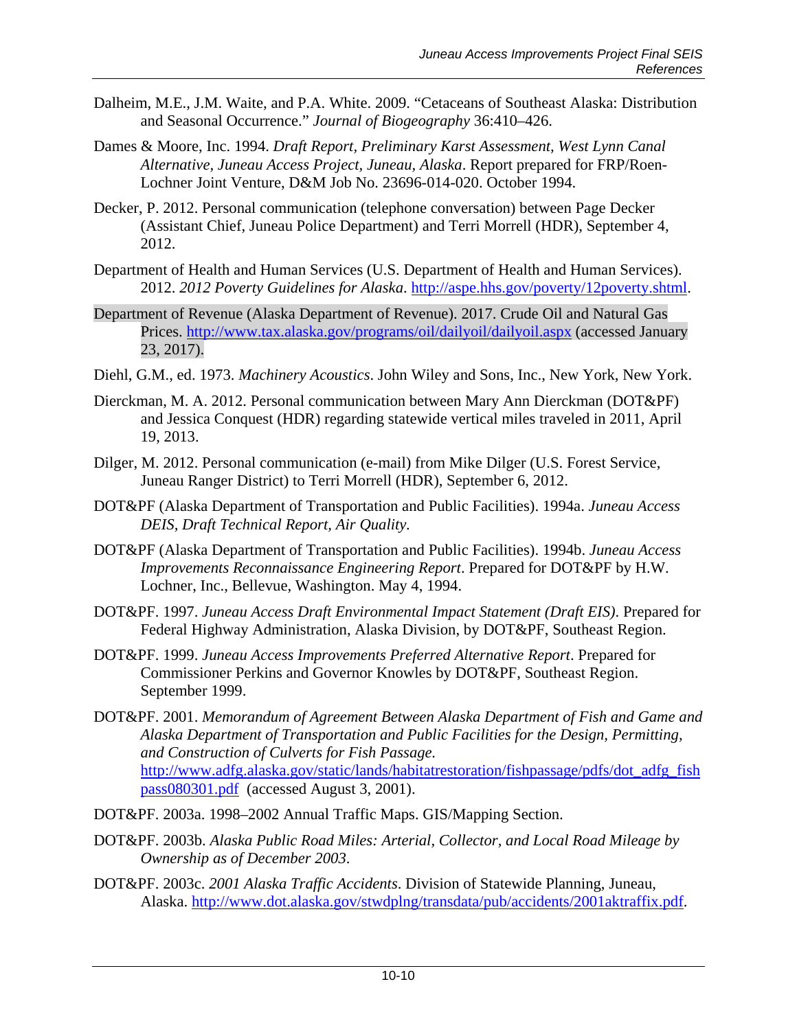Dalheim, M.E., J.M. Waite, and P.A. White. 2009. "Cetaceans of Southeast Alaska: Distribution and Seasonal Occurrence." *Journal of Biogeography* 36:410–426.

Dames & Moore, Inc. 1994. *Draft Report, Preliminary Karst Assessment, West Lynn Canal Alternative, Juneau Access Project, Juneau, Alaska*. Report prepared for FRP/Roen-Lochner Joint Venture, D&M Job No. 23696-014-020. October 1994.

Decker, P. 2012. Personal communication (telephone conversation) between Page Decker (Assistant Chief, Juneau Police Department) and Terri Morrell (HDR), September 4, 2012.

Department of Health and Human Services (U.S. Department of Health and Human Services). 2012. *2012 Poverty Guidelines for Alaska*. http://aspe.hhs.gov/poverty/12poverty.shtml.

Department of Revenue (Alaska Department of Revenue). 2017. Crude Oil and Natural Gas Prices. http://www.tax.alaska.gov/programs/oil/dailyoil/dailyoil.aspx (accessed January 23, 2017).

Diehl, G.M., ed. 1973. *Machinery Acoustics*. John Wiley and Sons, Inc., New York, New York.

Dierckman, M. A. 2012. Personal communication between Mary Ann Dierckman (DOT&PF) and Jessica Conquest (HDR) regarding statewide vertical miles traveled in 2011, April 19, 2013.

Dilger, M. 2012. Personal communication (e-mail) from Mike Dilger (U.S. Forest Service, Juneau Ranger District) to Terri Morrell (HDR), September 6, 2012.

DOT&PF (Alaska Department of Transportation and Public Facilities). 1994a. *Juneau Access DEIS, Draft Technical Report, Air Quality.*

DOT&PF (Alaska Department of Transportation and Public Facilities). 1994b. *Juneau Access Improvements Reconnaissance Engineering Report*. Prepared for DOT&PF by H.W. Lochner, Inc., Bellevue, Washington. May 4, 1994.

DOT&PF. 1997. *Juneau Access Draft Environmental Impact Statement (Draft EIS)*. Prepared for Federal Highway Administration, Alaska Division, by DOT&PF, Southeast Region.

DOT&PF. 1999. *Juneau Access Improvements Preferred Alternative Report*. Prepared for Commissioner Perkins and Governor Knowles by DOT&PF, Southeast Region. September 1999.

DOT&PF. 2001. *Memorandum of Agreement Between Alaska Department of Fish and Game and Alaska Department of Transportation and Public Facilities for the Design, Permitting, and Construction of Culverts for Fish Passage.* http://www.adfg.alaska.gov/static/lands/habitatrestoration/fishpassage/pdfs/dot_adfg_fishpass080301.pdf (accessed August 3, 2001).

DOT&PF. 2003a. 1998–2002 Annual Traffic Maps. GIS/Mapping Section.

DOT&PF. 2003b. *Alaska Public Road Miles: Arterial, Collector, and Local Road Mileage by Ownership as of December 2003*.

DOT&PF. 2003c. *2001 Alaska Traffic Accidents*. Division of Statewide Planning, Juneau, Alaska. http://www.dot.alaska.gov/stwdplng/transdata/pub/accidents/2001aktraffix.pdf.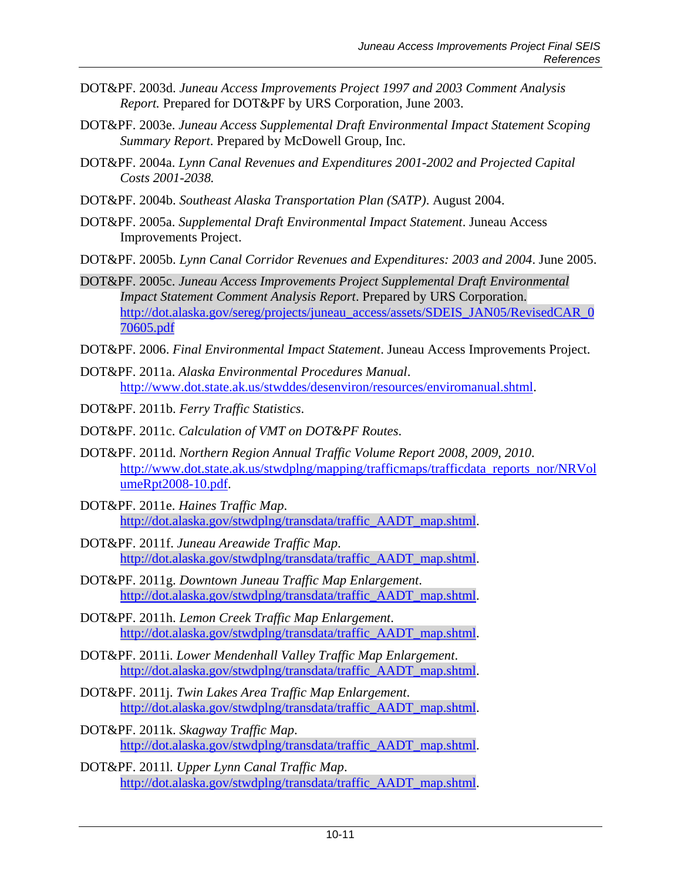DOT&PF. 2003d. *Juneau Access Improvements Project 1997 and 2003 Comment Analysis Report.* Prepared for DOT&PF by URS Corporation, June 2003.

DOT&PF. 2003e. *Juneau Access Supplemental Draft Environmental Impact Statement Scoping Summary Report*. Prepared by McDowell Group, Inc.

DOT&PF. 2004a. *Lynn Canal Revenues and Expenditures 2001-2002 and Projected Capital Costs 2001-2038.*

DOT&PF. 2004b. *Southeast Alaska Transportation Plan (SATP)*. August 2004.

DOT&PF. 2005a. *Supplemental Draft Environmental Impact Statement*. Juneau Access Improvements Project.

DOT&PF. 2005b. *Lynn Canal Corridor Revenues and Expenditures: 2003 and 2004*. June 2005.

DOT&PF. 2005c. *Juneau Access Improvements Project Supplemental Draft Environmental Impact Statement Comment Analysis Report*. Prepared by URS Corporation. http://dot.alaska.gov/sereg/projects/juneau_access/assets/SDEIS_JAN05/RevisedCAR_070605.pdf

DOT&PF. 2006. *Final Environmental Impact Statement*. Juneau Access Improvements Project.

DOT&PF. 2011a. *Alaska Environmental Procedures Manual*. http://www.dot.state.ak.us/stwddes/desenviron/resources/enviromanual.shtml.

DOT&PF. 2011b. *Ferry Traffic Statistics*.

DOT&PF. 2011c. *Calculation of VMT on DOT&PF Routes*.

DOT&PF. 2011d. *Northern Region Annual Traffic Volume Report 2008, 2009, 2010*. http://www.dot.state.ak.us/stwdplng/mapping/trafficmaps/trafficdata_reports_nor/NRVolumeRpt2008-10.pdf.

DOT&PF. 2011e. *Haines Traffic Map*. http://dot.alaska.gov/stwdplng/transdata/traffic_AADT_map.shtml.

DOT&PF. 2011f. *Juneau Areawide Traffic Map*. http://dot.alaska.gov/stwdplng/transdata/traffic_AADT_map.shtml.

DOT&PF. 2011g. *Downtown Juneau Traffic Map Enlargement*. http://dot.alaska.gov/stwdplng/transdata/traffic_AADT_map.shtml.

DOT&PF. 2011h. *Lemon Creek Traffic Map Enlargement*. http://dot.alaska.gov/stwdplng/transdata/traffic_AADT_map.shtml.

DOT&PF. 2011i. *Lower Mendenhall Valley Traffic Map Enlargement*. http://dot.alaska.gov/stwdplng/transdata/traffic_AADT_map.shtml.

DOT&PF. 2011j. *Twin Lakes Area Traffic Map Enlargement*. http://dot.alaska.gov/stwdplng/transdata/traffic_AADT_map.shtml.

DOT&PF. 2011k. *Skagway Traffic Map*. http://dot.alaska.gov/stwdplng/transdata/traffic_AADT_map.shtml.

DOT&PF. 2011l. *Upper Lynn Canal Traffic Map*. http://dot.alaska.gov/stwdplng/transdata/traffic_AADT_map.shtml.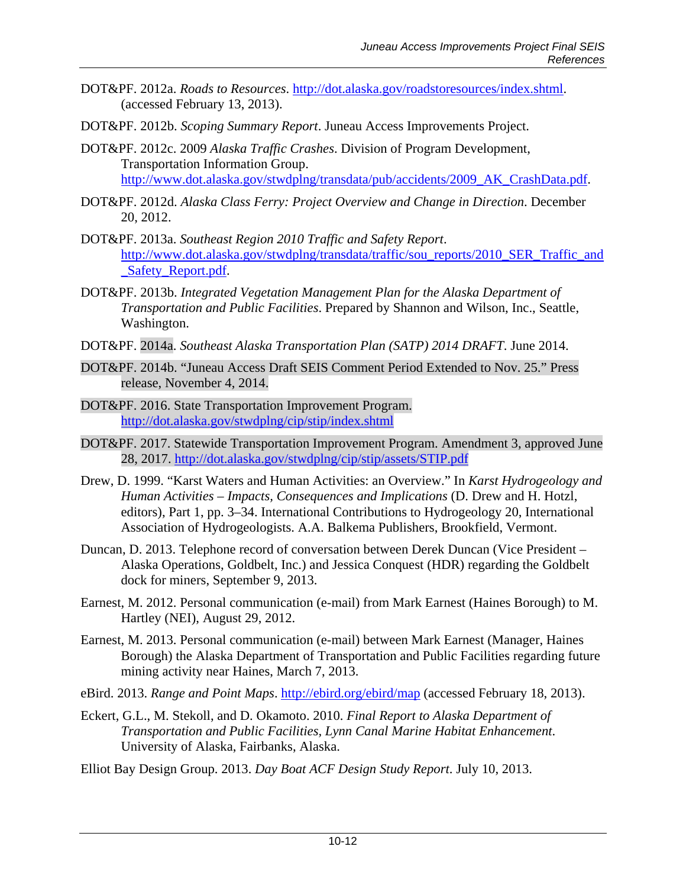DOT&PF. 2012a. *Roads to Resources*. http://dot.alaska.gov/roadstoresources/index.shtml. (accessed February 13, 2013).

DOT&PF. 2012b. *Scoping Summary Report*. Juneau Access Improvements Project.

DOT&PF. 2012c. 2009 *Alaska Traffic Crashes*. Division of Program Development, Transportation Information Group. http://www.dot.alaska.gov/stwdplng/transdata/pub/accidents/2009_AK_CrashData.pdf.

DOT&PF. 2012d. *Alaska Class Ferry: Project Overview and Change in Direction*. December 20, 2012.

DOT&PF. 2013a. *Southeast Region 2010 Traffic and Safety Report*. http://www.dot.alaska.gov/stwdplng/transdata/traffic/sou_reports/2010_SER_Traffic_and_Safety_Report.pdf.

DOT&PF. 2013b. *Integrated Vegetation Management Plan for the Alaska Department of Transportation and Public Facilities*. Prepared by Shannon and Wilson, Inc., Seattle, Washington.

DOT&PF. 2014a. *Southeast Alaska Transportation Plan (SATP) 2014 DRAFT*. June 2014.

DOT&PF. 2014b. "Juneau Access Draft SEIS Comment Period Extended to Nov. 25." Press release, November 4, 2014.

DOT&PF. 2016. State Transportation Improvement Program. http://dot.alaska.gov/stwdplng/cip/stip/index.shtml

DOT&PF. 2017. Statewide Transportation Improvement Program. Amendment 3, approved June 28, 2017. http://dot.alaska.gov/stwdplng/cip/stip/assets/STIP.pdf

Drew, D. 1999. "Karst Waters and Human Activities: an Overview." In *Karst Hydrogeology and Human Activities – Impacts, Consequences and Implications* (D. Drew and H. Hotzl, editors), Part 1, pp. 3–34. International Contributions to Hydrogeology 20, International Association of Hydrogeologists. A.A. Balkema Publishers, Brookfield, Vermont.

Duncan, D. 2013. Telephone record of conversation between Derek Duncan (Vice President – Alaska Operations, Goldbelt, Inc.) and Jessica Conquest (HDR) regarding the Goldbelt dock for miners, September 9, 2013.

Earnest, M. 2012. Personal communication (e-mail) from Mark Earnest (Haines Borough) to M. Hartley (NEI), August 29, 2012.

Earnest, M. 2013. Personal communication (e-mail) between Mark Earnest (Manager, Haines Borough) the Alaska Department of Transportation and Public Facilities regarding future mining activity near Haines, March 7, 2013.

eBird. 2013. *Range and Point Maps*. http://ebird.org/ebird/map (accessed February 18, 2013).

Eckert, G.L., M. Stekoll, and D. Okamoto. 2010. *Final Report to Alaska Department of Transportation and Public Facilities, Lynn Canal Marine Habitat Enhancement*. University of Alaska, Fairbanks, Alaska.

Elliot Bay Design Group. 2013. *Day Boat ACF Design Study Report*. July 10, 2013.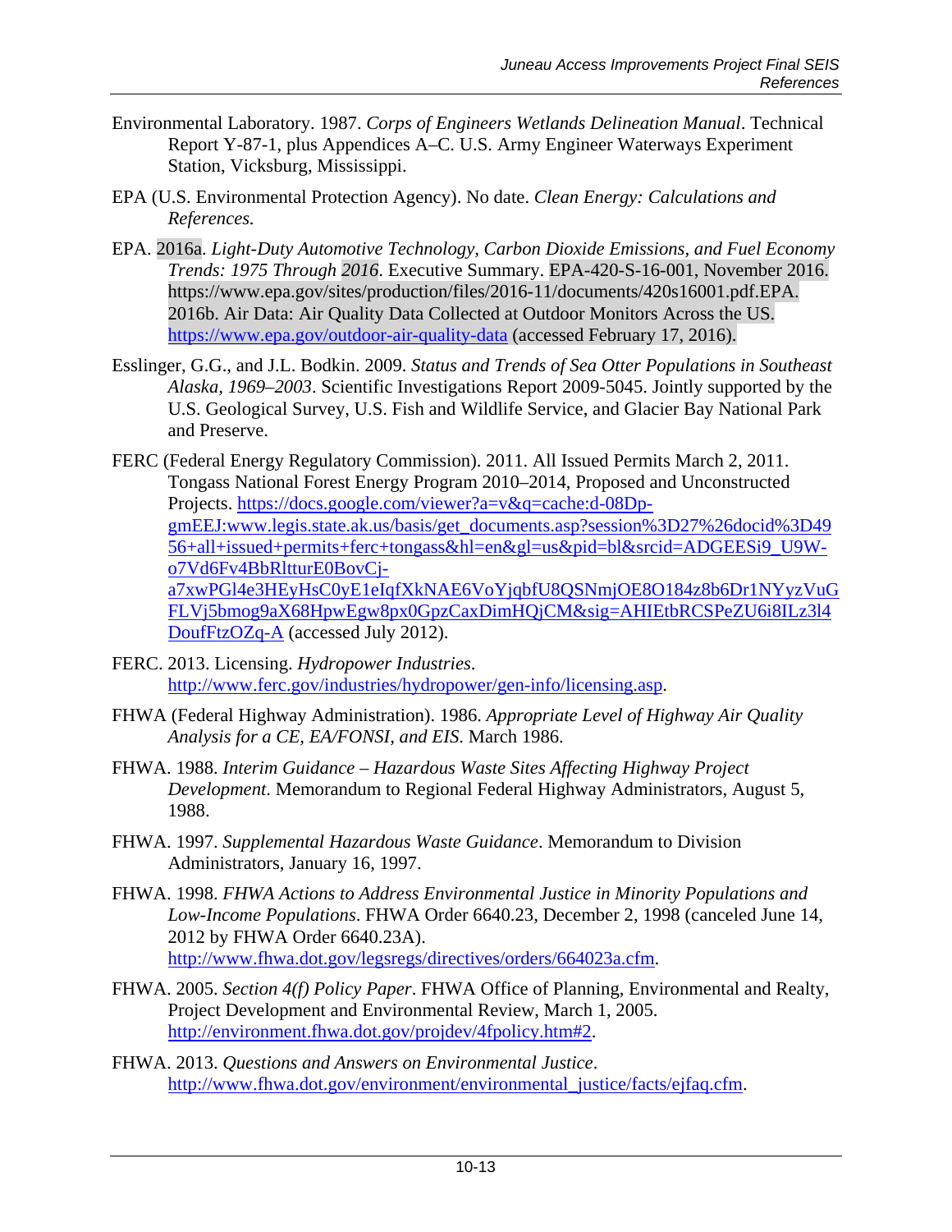Environmental Laboratory. 1987. *Corps of Engineers Wetlands Delineation Manual*. Technical Report Y-87-1, plus Appendices A–C. U.S. Army Engineer Waterways Experiment Station, Vicksburg, Mississippi.

EPA (U.S. Environmental Protection Agency). No date. *Clean Energy: Calculations and References.*

EPA. 2016a. *Light-Duty Automotive Technology, Carbon Dioxide Emissions, and Fuel Economy Trends: 1975 Through 2016*. Executive Summary. EPA-420-S-16-001, November 2016. https://www.epa.gov/sites/production/files/2016-11/documents/420s16001.pdf.EPA. 2016b. Air Data: Air Quality Data Collected at Outdoor Monitors Across the US. https://www.epa.gov/outdoor-air-quality-data (accessed February 17, 2016).

Esslinger, G.G., and J.L. Bodkin. 2009. *Status and Trends of Sea Otter Populations in Southeast Alaska, 1969–2003*. Scientific Investigations Report 2009-5045. Jointly supported by the U.S. Geological Survey, U.S. Fish and Wildlife Service, and Glacier Bay National Park and Preserve.

FERC (Federal Energy Regulatory Commission). 2011. All Issued Permits March 2, 2011. Tongass National Forest Energy Program 2010–2014, Proposed and Unconstructed Projects. https://docs.google.com/viewer?a=v&q=cache:d-08Dp-gmEEJ:www.legis.state.ak.us/basis/get_documents.asp?session%3D27%26docid%3D4956+all+issued+permits+ferc+tongass&hl=en&gl=us&pid=bl&srcid=ADGEESi9_U9W-o7Vd6Fv4BbRltturE0BovCj-a7xwPGl4e3HEyHsC0yE1eIqfXkNAE6VoYjqbfU8QSNmjOE8O184z8b6Dr1NYyzVuGFLVj5bmog9aX68HpwEgw8px0GpzCaxDimHQjCM&sig=AHIEtbRCSPeZU6i8ILz3l4DoufFtzOZq-A (accessed July 2012).

FERC. 2013. Licensing. *Hydropower Industries*. http://www.ferc.gov/industries/hydropower/gen-info/licensing.asp.

FHWA (Federal Highway Administration). 1986. *Appropriate Level of Highway Air Quality Analysis for a CE, EA/FONSI, and EIS*. March 1986.

FHWA. 1988. *Interim Guidance – Hazardous Waste Sites Affecting Highway Project Development*. Memorandum to Regional Federal Highway Administrators, August 5, 1988.

FHWA. 1997. *Supplemental Hazardous Waste Guidance*. Memorandum to Division Administrators, January 16, 1997.

FHWA. 1998. *FHWA Actions to Address Environmental Justice in Minority Populations and Low-Income Populations*. FHWA Order 6640.23, December 2, 1998 (canceled June 14, 2012 by FHWA Order 6640.23A). http://www.fhwa.dot.gov/legsregs/directives/orders/664023a.cfm.

FHWA. 2005. *Section 4(f) Policy Paper*. FHWA Office of Planning, Environmental and Realty, Project Development and Environmental Review, March 1, 2005. http://environment.fhwa.dot.gov/projdev/4fpolicy.htm#2.

FHWA. 2013. *Questions and Answers on Environmental Justice*. http://www.fhwa.dot.gov/environment/environmental_justice/facts/ejfaq.cfm.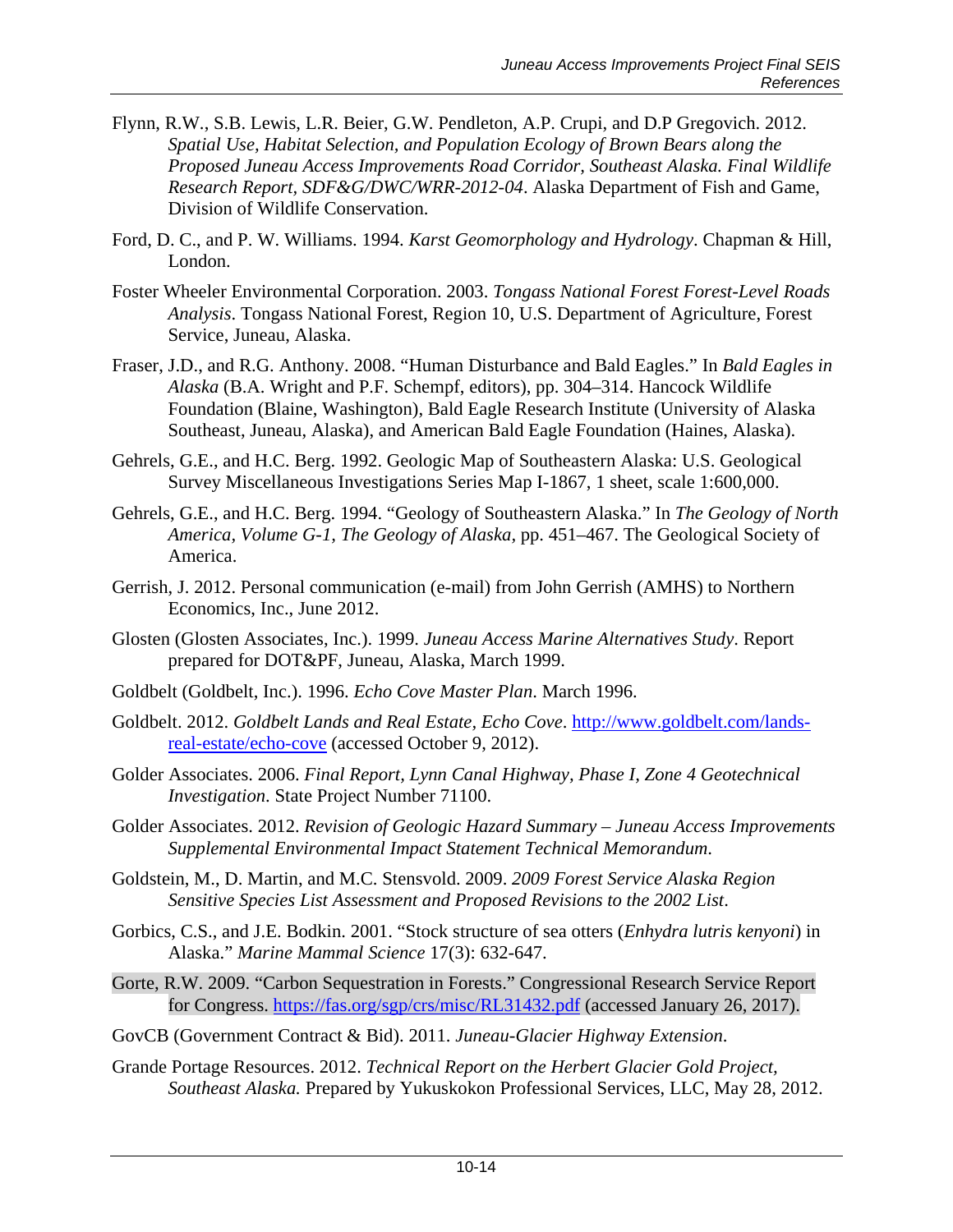Flynn, R.W., S.B. Lewis, L.R. Beier, G.W. Pendleton, A.P. Crupi, and D.P Gregovich. 2012. *Spatial Use, Habitat Selection, and Population Ecology of Brown Bears along the Proposed Juneau Access Improvements Road Corridor, Southeast Alaska. Final Wildlife Research Report, SDF&G/DWC/WRR-2012-04*. Alaska Department of Fish and Game, Division of Wildlife Conservation.

Ford, D. C., and P. W. Williams. 1994. *Karst Geomorphology and Hydrology*. Chapman & Hill, London.

Foster Wheeler Environmental Corporation. 2003. *Tongass National Forest Forest-Level Roads Analysis*. Tongass National Forest, Region 10, U.S. Department of Agriculture, Forest Service, Juneau, Alaska.

Fraser, J.D., and R.G. Anthony. 2008. "Human Disturbance and Bald Eagles." In *Bald Eagles in Alaska* (B.A. Wright and P.F. Schempf, editors), pp. 304–314. Hancock Wildlife Foundation (Blaine, Washington), Bald Eagle Research Institute (University of Alaska Southeast, Juneau, Alaska), and American Bald Eagle Foundation (Haines, Alaska).

Gehrels, G.E., and H.C. Berg. 1992. Geologic Map of Southeastern Alaska: U.S. Geological Survey Miscellaneous Investigations Series Map I-1867, 1 sheet, scale 1:600,000.

Gehrels, G.E., and H.C. Berg. 1994. "Geology of Southeastern Alaska." In *The Geology of North America, Volume G-1, The Geology of Alaska,* pp. 451–467. The Geological Society of America.

Gerrish, J. 2012. Personal communication (e-mail) from John Gerrish (AMHS) to Northern Economics, Inc., June 2012.

Glosten (Glosten Associates, Inc.). 1999. *Juneau Access Marine Alternatives Study*. Report prepared for DOT&PF, Juneau, Alaska, March 1999.

Goldbelt (Goldbelt, Inc.). 1996. *Echo Cove Master Plan*. March 1996.

Goldbelt. 2012. *Goldbelt Lands and Real Estate, Echo Cove*. http://www.goldbelt.com/lands-real-estate/echo-cove (accessed October 9, 2012).

Golder Associates. 2006. *Final Report, Lynn Canal Highway, Phase I, Zone 4 Geotechnical Investigation.* State Project Number 71100.

Golder Associates. 2012. *Revision of Geologic Hazard Summary – Juneau Access Improvements Supplemental Environmental Impact Statement Technical Memorandum*.

Goldstein, M., D. Martin, and M.C. Stensvold. 2009. *2009 Forest Service Alaska Region Sensitive Species List Assessment and Proposed Revisions to the 2002 List*.

Gorbics, C.S., and J.E. Bodkin. 2001. "Stock structure of sea otters (*Enhydra lutris kenyoni*) in Alaska." *Marine Mammal Science* 17(3): 632-647.

Gorte, R.W. 2009. "Carbon Sequestration in Forests." Congressional Research Service Report for Congress. https://fas.org/sgp/crs/misc/RL31432.pdf (accessed January 26, 2017).

GovCB (Government Contract & Bid). 2011. *Juneau-Glacier Highway Extension*.

Grande Portage Resources. 2012. *Technical Report on the Herbert Glacier Gold Project, Southeast Alaska.* Prepared by Yukuskokon Professional Services, LLC, May 28, 2012.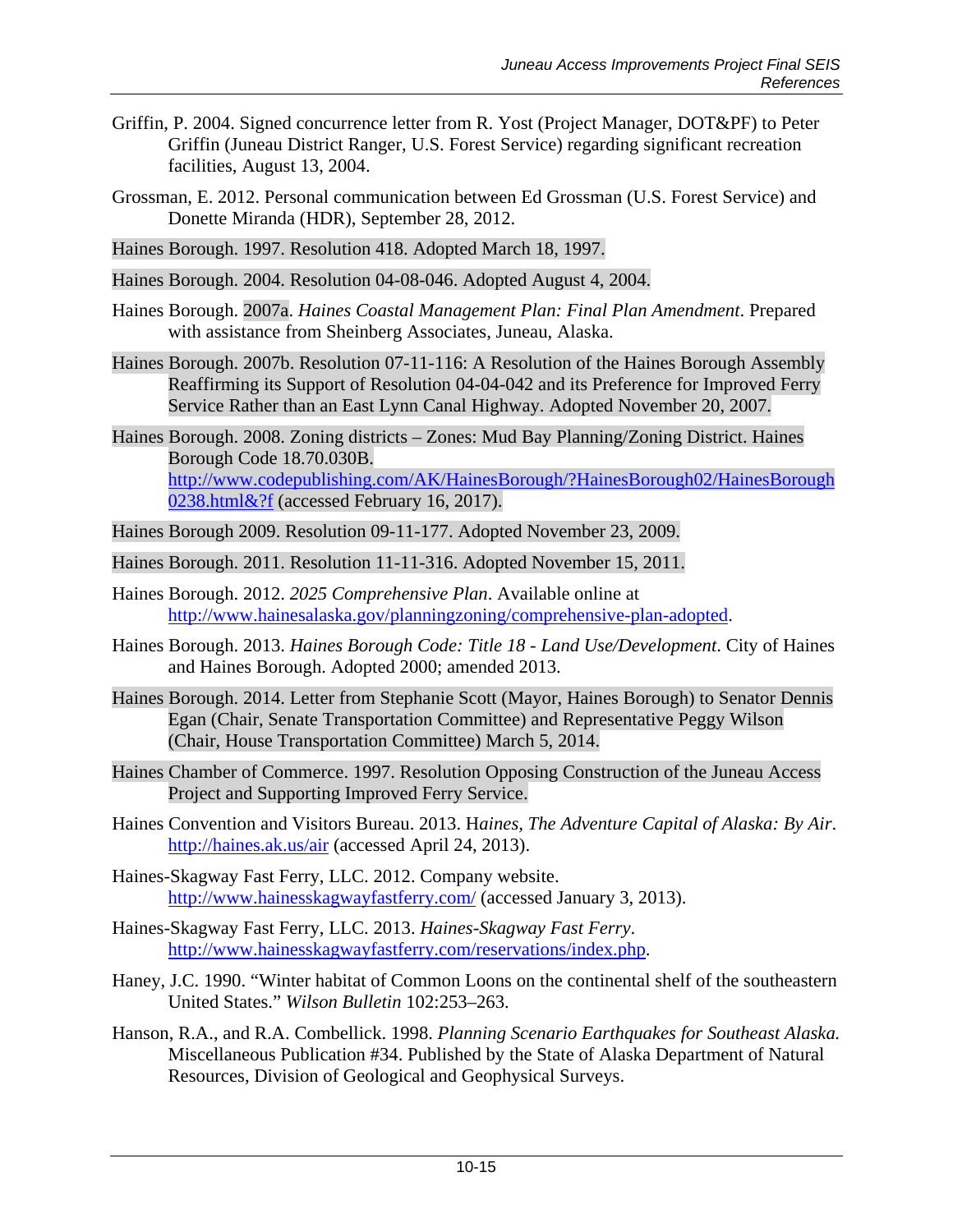Griffin, P. 2004. Signed concurrence letter from R. Yost (Project Manager, DOT&PF) to Peter Griffin (Juneau District Ranger, U.S. Forest Service) regarding significant recreation facilities, August 13, 2004.

Grossman, E. 2012. Personal communication between Ed Grossman (U.S. Forest Service) and Donette Miranda (HDR), September 28, 2012.

Haines Borough. 1997. Resolution 418. Adopted March 18, 1997.

Haines Borough. 2004. Resolution 04-08-046. Adopted August 4, 2004.

Haines Borough. 2007a. *Haines Coastal Management Plan: Final Plan Amendment*. Prepared with assistance from Sheinberg Associates, Juneau, Alaska.

Haines Borough. 2007b. Resolution 07-11-116: A Resolution of the Haines Borough Assembly Reaffirming its Support of Resolution 04-04-042 and its Preference for Improved Ferry Service Rather than an East Lynn Canal Highway. Adopted November 20, 2007.

Haines Borough. 2008. Zoning districts – Zones: Mud Bay Planning/Zoning District. Haines Borough Code 18.70.030B. http://www.codepublishing.com/AK/HainesBorough/?HainesBorough02/HainesBorough0238.html&?f (accessed February 16, 2017).

Haines Borough 2009. Resolution 09-11-177. Adopted November 23, 2009.

Haines Borough. 2011. Resolution 11-11-316. Adopted November 15, 2011.

Haines Borough. 2012. *2025 Comprehensive Plan*. Available online at http://www.hainesalaska.gov/planningzoning/comprehensive-plan-adopted.

Haines Borough. 2013. *Haines Borough Code: Title 18 - Land Use/Development*. City of Haines and Haines Borough. Adopted 2000; amended 2013.

Haines Borough. 2014. Letter from Stephanie Scott (Mayor, Haines Borough) to Senator Dennis Egan (Chair, Senate Transportation Committee) and Representative Peggy Wilson (Chair, House Transportation Committee) March 5, 2014.

Haines Chamber of Commerce. 1997. Resolution Opposing Construction of the Juneau Access Project and Supporting Improved Ferry Service.

Haines Convention and Visitors Bureau. 2013. H*aines, The Adventure Capital of Alaska: By Air*. http://haines.ak.us/air (accessed April 24, 2013).

Haines-Skagway Fast Ferry, LLC. 2012. Company website. http://www.hainesskagwayfastferry.com/ (accessed January 3, 2013).

Haines-Skagway Fast Ferry, LLC. 2013. *Haines-Skagway Fast Ferry*. http://www.hainesskagwayfastferry.com/reservations/index.php.

Haney, J.C. 1990. "Winter habitat of Common Loons on the continental shelf of the southeastern United States." *Wilson Bulletin* 102:253–263.

Hanson, R.A., and R.A. Combellick. 1998. *Planning Scenario Earthquakes for Southeast Alaska.* Miscellaneous Publication #34. Published by the State of Alaska Department of Natural Resources, Division of Geological and Geophysical Surveys.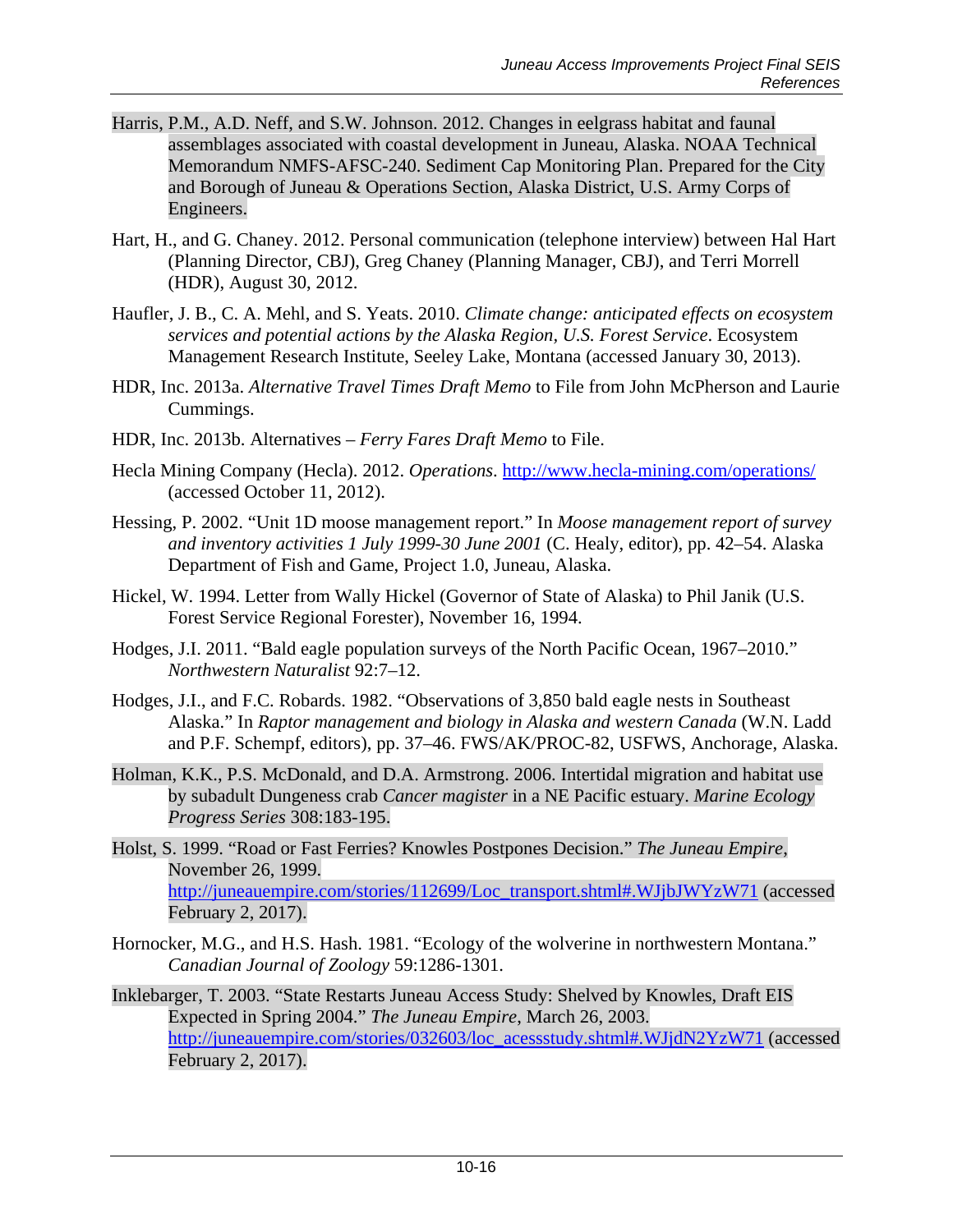Harris, P.M., A.D. Neff, and S.W. Johnson. 2012. Changes in eelgrass habitat and faunal assemblages associated with coastal development in Juneau, Alaska. NOAA Technical Memorandum NMFS-AFSC-240. Sediment Cap Monitoring Plan. Prepared for the City and Borough of Juneau & Operations Section, Alaska District, U.S. Army Corps of Engineers.

Hart, H., and G. Chaney. 2012. Personal communication (telephone interview) between Hal Hart (Planning Director, CBJ), Greg Chaney (Planning Manager, CBJ), and Terri Morrell (HDR), August 30, 2012.

Haufler, J. B., C. A. Mehl, and S. Yeats. 2010. *Climate change: anticipated effects on ecosystem services and potential actions by the Alaska Region, U.S. Forest Service*. Ecosystem Management Research Institute, Seeley Lake, Montana (accessed January 30, 2013).

HDR, Inc. 2013a. *Alternative Travel Times Draft Memo* to File from John McPherson and Laurie Cummings.

HDR, Inc. 2013b. Alternatives – *Ferry Fares Draft Memo* to File.

Hecla Mining Company (Hecla). 2012. *Operations*. http://www.hecla-mining.com/operations/ (accessed October 11, 2012).

Hessing, P. 2002. "Unit 1D moose management report." In *Moose management report of survey and inventory activities 1 July 1999-30 June 2001* (C. Healy, editor), pp. 42–54. Alaska Department of Fish and Game, Project 1.0, Juneau, Alaska.

Hickel, W. 1994. Letter from Wally Hickel (Governor of State of Alaska) to Phil Janik (U.S. Forest Service Regional Forester), November 16, 1994.

Hodges, J.I. 2011. "Bald eagle population surveys of the North Pacific Ocean, 1967–2010." *Northwestern Naturalist* 92:7–12.

Hodges, J.I., and F.C. Robards. 1982. "Observations of 3,850 bald eagle nests in Southeast Alaska." In *Raptor management and biology in Alaska and western Canada* (W.N. Ladd and P.F. Schempf, editors), pp. 37–46. FWS/AK/PROC-82, USFWS, Anchorage, Alaska.

Holman, K.K., P.S. McDonald, and D.A. Armstrong. 2006. Intertidal migration and habitat use by subadult Dungeness crab *Cancer magister* in a NE Pacific estuary. *Marine Ecology Progress Series* 308:183-195.

Holst, S. 1999. "Road or Fast Ferries? Knowles Postpones Decision." *The Juneau Empire*, November 26, 1999. http://juneauempire.com/stories/112699/Loc_transport.shtml#.WJjbJWYzW71 (accessed February 2, 2017).

Hornocker, M.G., and H.S. Hash. 1981. "Ecology of the wolverine in northwestern Montana." *Canadian Journal of Zoology* 59:1286-1301.

Inklebarger, T. 2003. "State Restarts Juneau Access Study: Shelved by Knowles, Draft EIS Expected in Spring 2004." *The Juneau Empire*, March 26, 2003. http://juneauempire.com/stories/032603/loc_acessstudy.shtml#.WJjdN2YzW71 (accessed February 2, 2017).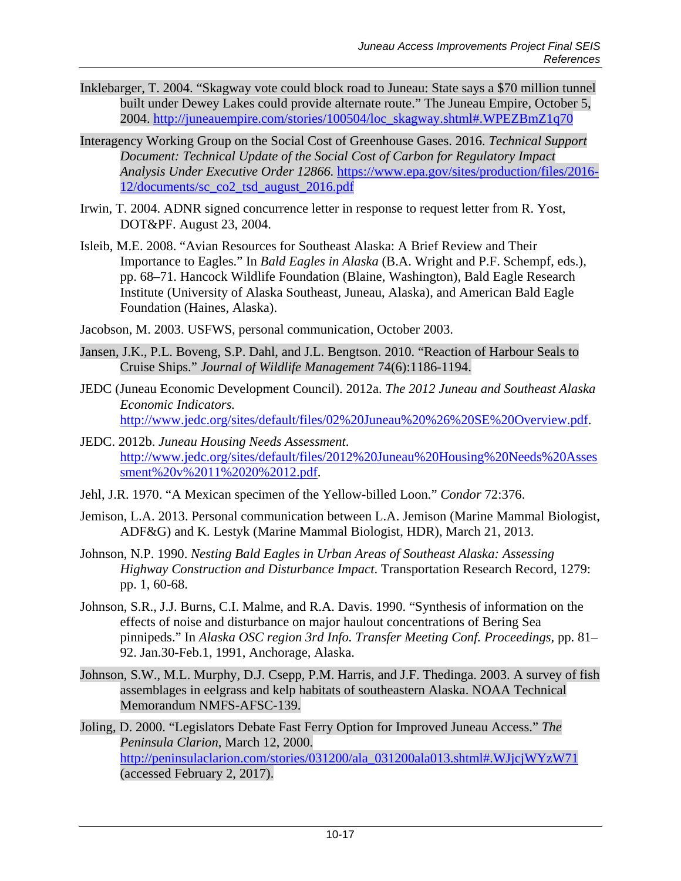Inklebarger, T. 2004. "Skagway vote could block road to Juneau: State says a $70 million tunnel built under Dewey Lakes could provide alternate route." The Juneau Empire, October 5, 2004. http://juneauempire.com/stories/100504/loc_skagway.shtml#.WPEZBmZ1q70

Interagency Working Group on the Social Cost of Greenhouse Gases. 2016. *Technical Support Document: Technical Update of the Social Cost of Carbon for Regulatory Impact Analysis Under Executive Order 12866.* https://www.epa.gov/sites/production/files/2016-12/documents/sc_co2_tsd_august_2016.pdf

Irwin, T. 2004. ADNR signed concurrence letter in response to request letter from R. Yost, DOT&PF. August 23, 2004.

Isleib, M.E. 2008. "Avian Resources for Southeast Alaska: A Brief Review and Their Importance to Eagles." In *Bald Eagles in Alaska* (B.A. Wright and P.F. Schempf, eds.), pp. 68–71. Hancock Wildlife Foundation (Blaine, Washington), Bald Eagle Research Institute (University of Alaska Southeast, Juneau, Alaska), and American Bald Eagle Foundation (Haines, Alaska).

Jacobson, M. 2003. USFWS, personal communication, October 2003.

Jansen, J.K., P.L. Boveng, S.P. Dahl, and J.L. Bengtson. 2010. "Reaction of Harbour Seals to Cruise Ships." *Journal of Wildlife Management* 74(6):1186-1194.

JEDC (Juneau Economic Development Council). 2012a. *The 2012 Juneau and Southeast Alaska Economic Indicators.* http://www.jedc.org/sites/default/files/02%20Juneau%20%26%20SE%20Overview.pdf.

JEDC. 2012b. *Juneau Housing Needs Assessment*. http://www.jedc.org/sites/default/files/2012%20Juneau%20Housing%20Needs%20Assessment%20v%2011%2020%2012.pdf.

Jehl, J.R. 1970. "A Mexican specimen of the Yellow-billed Loon." *Condor* 72:376.

Jemison, L.A. 2013. Personal communication between L.A. Jemison (Marine Mammal Biologist, ADF&G) and K. Lestyk (Marine Mammal Biologist, HDR), March 21, 2013.

Johnson, N.P. 1990. *Nesting Bald Eagles in Urban Areas of Southeast Alaska: Assessing Highway Construction and Disturbance Impact*. Transportation Research Record, 1279: pp. 1, 60-68.

Johnson, S.R., J.J. Burns, C.I. Malme, and R.A. Davis. 1990. "Synthesis of information on the effects of noise and disturbance on major haulout concentrations of Bering Sea pinnipeds." In *Alaska OSC region 3rd Info. Transfer Meeting Conf. Proceedings*, pp. 81–92. Jan.30-Feb.1, 1991, Anchorage, Alaska.

Johnson, S.W., M.L. Murphy, D.J. Csepp, P.M. Harris, and J.F. Thedinga. 2003. A survey of fish assemblages in eelgrass and kelp habitats of southeastern Alaska. NOAA Technical Memorandum NMFS-AFSC-139.

Joling, D. 2000. "Legislators Debate Fast Ferry Option for Improved Juneau Access." *The Peninsula Clarion*, March 12, 2000. http://peninsulaclarion.com/stories/031200/ala_031200ala013.shtml#.WJjcjWYzW71 (accessed February 2, 2017).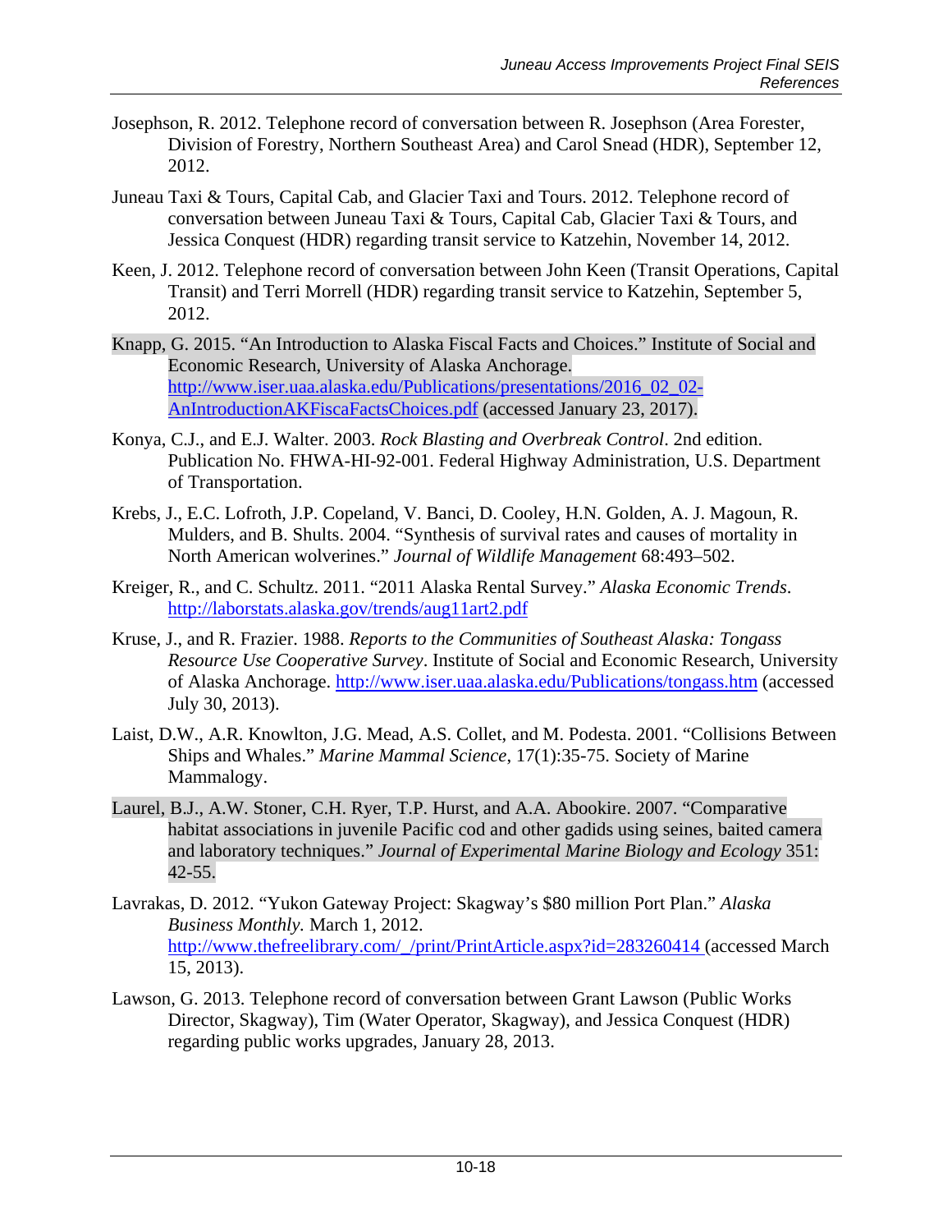Josephson, R. 2012. Telephone record of conversation between R. Josephson (Area Forester, Division of Forestry, Northern Southeast Area) and Carol Snead (HDR), September 12, 2012.

Juneau Taxi & Tours, Capital Cab, and Glacier Taxi and Tours. 2012. Telephone record of conversation between Juneau Taxi & Tours, Capital Cab, Glacier Taxi & Tours, and Jessica Conquest (HDR) regarding transit service to Katzehin, November 14, 2012.

Keen, J. 2012. Telephone record of conversation between John Keen (Transit Operations, Capital Transit) and Terri Morrell (HDR) regarding transit service to Katzehin, September 5, 2012.

Knapp, G. 2015. "An Introduction to Alaska Fiscal Facts and Choices." Institute of Social and Economic Research, University of Alaska Anchorage. http://www.iser.uaa.alaska.edu/Publications/presentations/2016_02_02-AnIntroductionAKFiscaFactsChoices.pdf (accessed January 23, 2017).

Konya, C.J., and E.J. Walter. 2003. *Rock Blasting and Overbreak Control*. 2nd edition. Publication No. FHWA-HI-92-001. Federal Highway Administration, U.S. Department of Transportation.

Krebs, J., E.C. Lofroth, J.P. Copeland, V. Banci, D. Cooley, H.N. Golden, A. J. Magoun, R. Mulders, and B. Shults. 2004. "Synthesis of survival rates and causes of mortality in North American wolverines." *Journal of Wildlife Management* 68:493–502.

Kreiger, R., and C. Schultz. 2011. "2011 Alaska Rental Survey." *Alaska Economic Trends*. http://laborstats.alaska.gov/trends/aug11art2.pdf

Kruse, J., and R. Frazier. 1988. *Reports to the Communities of Southeast Alaska: Tongass Resource Use Cooperative Survey*. Institute of Social and Economic Research, University of Alaska Anchorage. http://www.iser.uaa.alaska.edu/Publications/tongass.htm (accessed July 30, 2013).

Laist, D.W., A.R. Knowlton, J.G. Mead, A.S. Collet, and M. Podesta. 2001. "Collisions Between Ships and Whales." *Marine Mammal Science*, 17(1):35-75. Society of Marine Mammalogy.

Laurel, B.J., A.W. Stoner, C.H. Ryer, T.P. Hurst, and A.A. Abookire. 2007. "Comparative habitat associations in juvenile Pacific cod and other gadids using seines, baited camera and laboratory techniques." *Journal of Experimental Marine Biology and Ecology* 351: 42-55.

Lavrakas, D. 2012. "Yukon Gateway Project: Skagway's $80 million Port Plan." *Alaska Business Monthly.* March 1, 2012. http://www.thefreelibrary.com/_/print/PrintArticle.aspx?id=283260414 (accessed March 15, 2013).

Lawson, G. 2013. Telephone record of conversation between Grant Lawson (Public Works Director, Skagway), Tim (Water Operator, Skagway), and Jessica Conquest (HDR) regarding public works upgrades, January 28, 2013.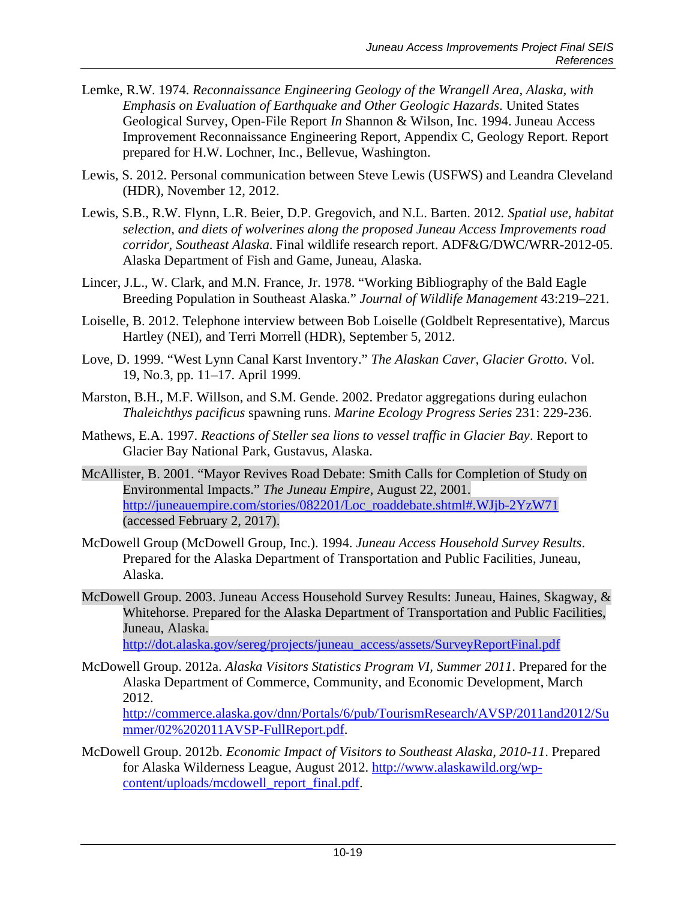Lemke, R.W. 1974. *Reconnaissance Engineering Geology of the Wrangell Area, Alaska, with Emphasis on Evaluation of Earthquake and Other Geologic Hazards*. United States Geological Survey, Open-File Report *In* Shannon & Wilson, Inc. 1994. Juneau Access Improvement Reconnaissance Engineering Report, Appendix C, Geology Report. Report prepared for H.W. Lochner, Inc., Bellevue, Washington.

Lewis, S. 2012. Personal communication between Steve Lewis (USFWS) and Leandra Cleveland (HDR), November 12, 2012.

Lewis, S.B., R.W. Flynn, L.R. Beier, D.P. Gregovich, and N.L. Barten. 2012. *Spatial use, habitat selection, and diets of wolverines along the proposed Juneau Access Improvements road corridor, Southeast Alaska*. Final wildlife research report. ADF&G/DWC/WRR-2012-05. Alaska Department of Fish and Game, Juneau, Alaska.

Lincer, J.L., W. Clark, and M.N. France, Jr. 1978. "Working Bibliography of the Bald Eagle Breeding Population in Southeast Alaska." *Journal of Wildlife Management* 43:219–221.

Loiselle, B. 2012. Telephone interview between Bob Loiselle (Goldbelt Representative), Marcus Hartley (NEI), and Terri Morrell (HDR), September 5, 2012.

Love, D. 1999. "West Lynn Canal Karst Inventory." *The Alaskan Caver, Glacier Grotto*. Vol. 19, No.3, pp. 11–17. April 1999.

Marston, B.H., M.F. Willson, and S.M. Gende. 2002. Predator aggregations during eulachon *Thaleichthys pacificus* spawning runs. *Marine Ecology Progress Series* 231: 229-236.

Mathews, E.A. 1997. *Reactions of Steller sea lions to vessel traffic in Glacier Bay*. Report to Glacier Bay National Park, Gustavus, Alaska.

McAllister, B. 2001. "Mayor Revives Road Debate: Smith Calls for Completion of Study on Environmental Impacts." *The Juneau Empire*, August 22, 2001. http://juneauempire.com/stories/082201/Loc_roaddebate.shtml#.WJjb-2YzW71 (accessed February 2, 2017).

McDowell Group (McDowell Group, Inc.). 1994. *Juneau Access Household Survey Results*. Prepared for the Alaska Department of Transportation and Public Facilities, Juneau, Alaska.

McDowell Group. 2003. Juneau Access Household Survey Results: Juneau, Haines, Skagway, & Whitehorse. Prepared for the Alaska Department of Transportation and Public Facilities, Juneau, Alaska. http://dot.alaska.gov/sereg/projects/juneau_access/assets/SurveyReportFinal.pdf

McDowell Group. 2012a. *Alaska Visitors Statistics Program VI, Summer 2011*. Prepared for the Alaska Department of Commerce, Community, and Economic Development, March 2012. http://commerce.alaska.gov/dnn/Portals/6/pub/TourismResearch/AVSP/2011and2012/Summer/02%202011AVSP-FullReport.pdf.

McDowell Group. 2012b. *Economic Impact of Visitors to Southeast Alaska, 2010-11*. Prepared for Alaska Wilderness League, August 2012. http://www.alaskawild.org/wp-content/uploads/mcdowell_report_final.pdf.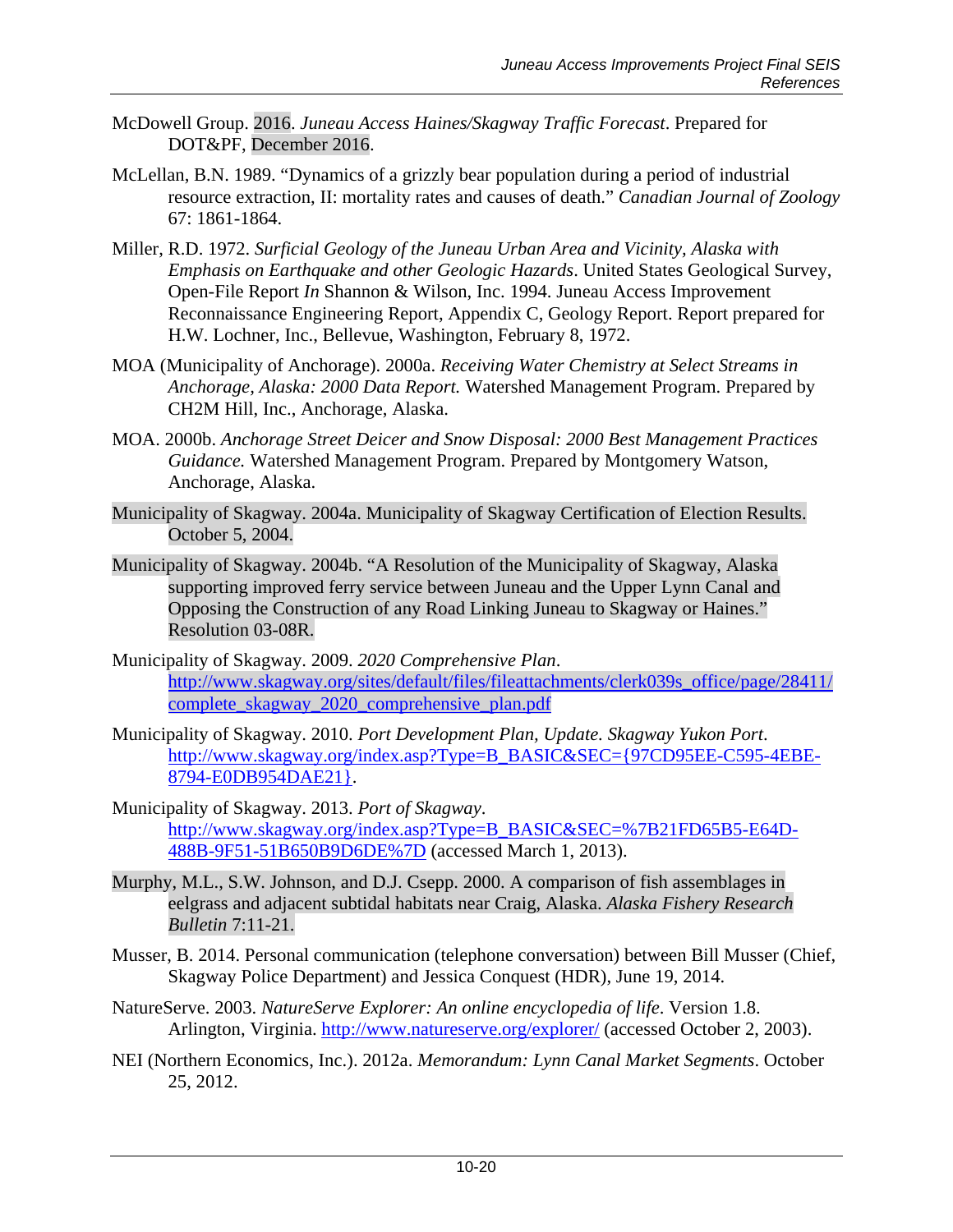McDowell Group. 2016. *Juneau Access Haines/Skagway Traffic Forecast*. Prepared for DOT&PF, December 2016.

McLellan, B.N. 1989. "Dynamics of a grizzly bear population during a period of industrial resource extraction, II: mortality rates and causes of death." *Canadian Journal of Zoology* 67: 1861-1864.

Miller, R.D. 1972. *Surficial Geology of the Juneau Urban Area and Vicinity, Alaska with Emphasis on Earthquake and other Geologic Hazards*. United States Geological Survey, Open-File Report *In* Shannon & Wilson, Inc. 1994. Juneau Access Improvement Reconnaissance Engineering Report, Appendix C, Geology Report. Report prepared for H.W. Lochner, Inc., Bellevue, Washington, February 8, 1972.

MOA (Municipality of Anchorage). 2000a. *Receiving Water Chemistry at Select Streams in Anchorage, Alaska: 2000 Data Report.* Watershed Management Program. Prepared by CH2M Hill, Inc., Anchorage, Alaska.

MOA. 2000b. *Anchorage Street Deicer and Snow Disposal: 2000 Best Management Practices Guidance.* Watershed Management Program. Prepared by Montgomery Watson, Anchorage, Alaska.

Municipality of Skagway. 2004a. Municipality of Skagway Certification of Election Results. October 5, 2004.

Municipality of Skagway. 2004b. "A Resolution of the Municipality of Skagway, Alaska supporting improved ferry service between Juneau and the Upper Lynn Canal and Opposing the Construction of any Road Linking Juneau to Skagway or Haines." Resolution 03-08R.

Municipality of Skagway. 2009. *2020 Comprehensive Plan*. http://www.skagway.org/sites/default/files/fileattachments/clerk039s_office/page/28411/complete_skagway_2020_comprehensive_plan.pdf

Municipality of Skagway. 2010. *Port Development Plan, Update. Skagway Yukon Port*. http://www.skagway.org/index.asp?Type=B_BASIC&SEC={97CD95EE-C595-4EBE-8794-E0DB954DAE21}.

Municipality of Skagway. 2013. *Port of Skagway*. http://www.skagway.org/index.asp?Type=B_BASIC&SEC=%7B21FD65B5-E64D-488B-9F51-51B650B9D6DE%7D (accessed March 1, 2013).

Murphy, M.L., S.W. Johnson, and D.J. Csepp. 2000. A comparison of fish assemblages in eelgrass and adjacent subtidal habitats near Craig, Alaska. *Alaska Fishery Research Bulletin* 7:11-21.

Musser, B. 2014. Personal communication (telephone conversation) between Bill Musser (Chief, Skagway Police Department) and Jessica Conquest (HDR), June 19, 2014.

NatureServe. 2003. *NatureServe Explorer: An online encyclopedia of life*. Version 1.8. Arlington, Virginia. http://www.natureserve.org/explorer/ (accessed October 2, 2003).

NEI (Northern Economics, Inc.). 2012a. *Memorandum: Lynn Canal Market Segments*. October 25, 2012.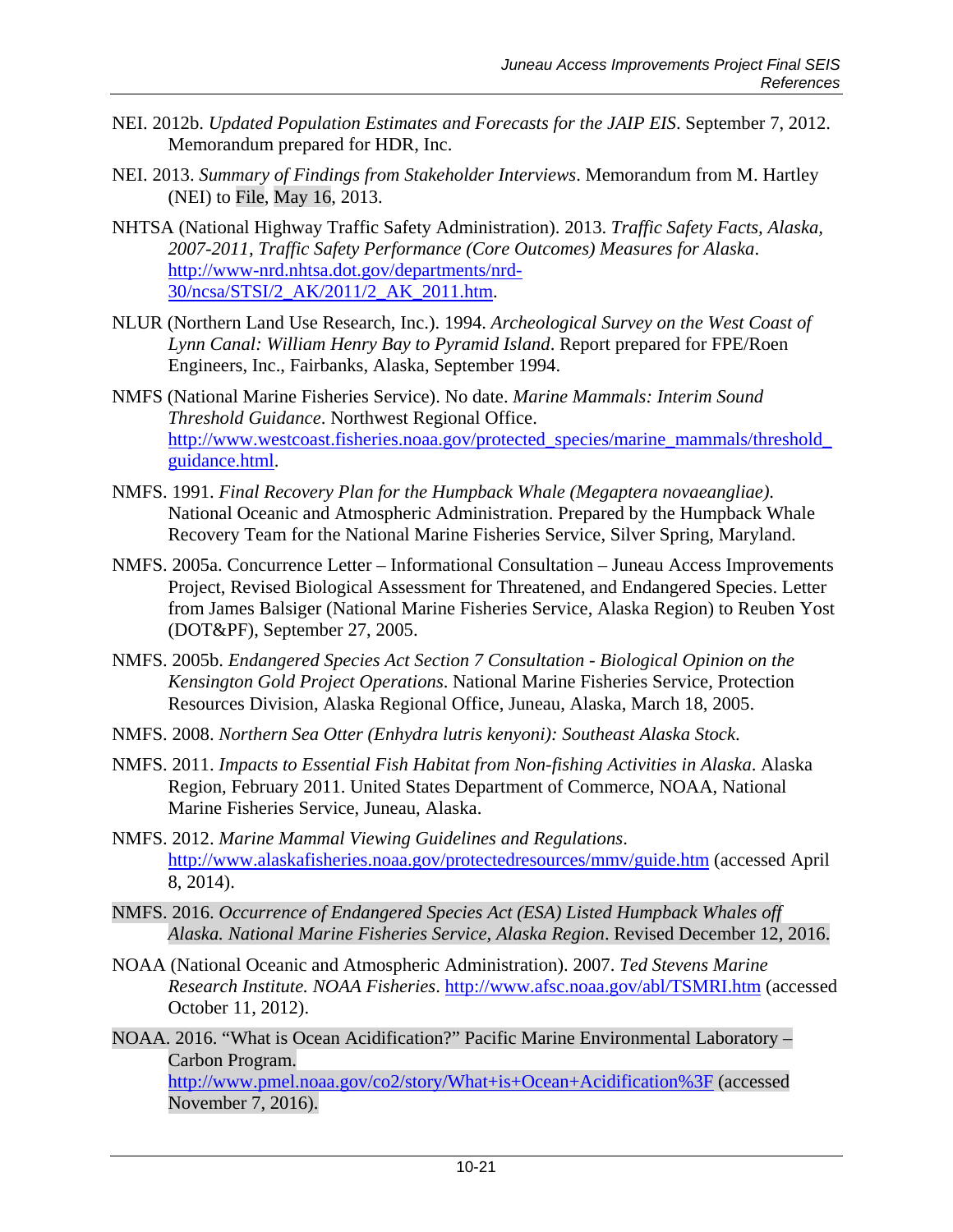NEI. 2012b. *Updated Population Estimates and Forecasts for the JAIP EIS*. September 7, 2012. Memorandum prepared for HDR, Inc.

NEI. 2013. *Summary of Findings from Stakeholder Interviews*. Memorandum from M. Hartley (NEI) to File, May 16, 2013.

NHTSA (National Highway Traffic Safety Administration). 2013. *Traffic Safety Facts, Alaska, 2007-2011, Traffic Safety Performance (Core Outcomes) Measures for Alaska*. http://www-nrd.nhtsa.dot.gov/departments/nrd-30/ncsa/STSI/2_AK/2011/2_AK_2011.htm.

NLUR (Northern Land Use Research, Inc.). 1994. *Archeological Survey on the West Coast of Lynn Canal: William Henry Bay to Pyramid Island*. Report prepared for FPE/Roen Engineers, Inc., Fairbanks, Alaska, September 1994.

NMFS (National Marine Fisheries Service). No date. *Marine Mammals: Interim Sound Threshold Guidance*. Northwest Regional Office. http://www.westcoast.fisheries.noaa.gov/protected_species/marine_mammals/threshold_guidance.html.

NMFS. 1991. *Final Recovery Plan for the Humpback Whale (Megaptera novaeangliae)*. National Oceanic and Atmospheric Administration. Prepared by the Humpback Whale Recovery Team for the National Marine Fisheries Service, Silver Spring, Maryland.

NMFS. 2005a. Concurrence Letter – Informational Consultation – Juneau Access Improvements Project, Revised Biological Assessment for Threatened, and Endangered Species. Letter from James Balsiger (National Marine Fisheries Service, Alaska Region) to Reuben Yost (DOT&PF), September 27, 2005.

NMFS. 2005b. *Endangered Species Act Section 7 Consultation - Biological Opinion on the Kensington Gold Project Operations*. National Marine Fisheries Service, Protection Resources Division, Alaska Regional Office, Juneau, Alaska, March 18, 2005.

NMFS. 2008. *Northern Sea Otter (Enhydra lutris kenyoni): Southeast Alaska Stock*.

NMFS. 2011. *Impacts to Essential Fish Habitat from Non-fishing Activities in Alaska*. Alaska Region, February 2011. United States Department of Commerce, NOAA, National Marine Fisheries Service, Juneau, Alaska.

NMFS. 2012. *Marine Mammal Viewing Guidelines and Regulations*. http://www.alaskafisheries.noaa.gov/protectedresources/mmv/guide.htm (accessed April 8, 2014).

NMFS. 2016. *Occurrence of Endangered Species Act (ESA) Listed Humpback Whales off Alaska. National Marine Fisheries Service, Alaska Region*. Revised December 12, 2016.

NOAA (National Oceanic and Atmospheric Administration). 2007. *Ted Stevens Marine Research Institute. NOAA Fisheries*. http://www.afsc.noaa.gov/abl/TSMRI.htm (accessed October 11, 2012).

NOAA. 2016. "What is Ocean Acidification?" Pacific Marine Environmental Laboratory – Carbon Program. http://www.pmel.noaa.gov/co2/story/What+is+Ocean+Acidification%3F (accessed November 7, 2016).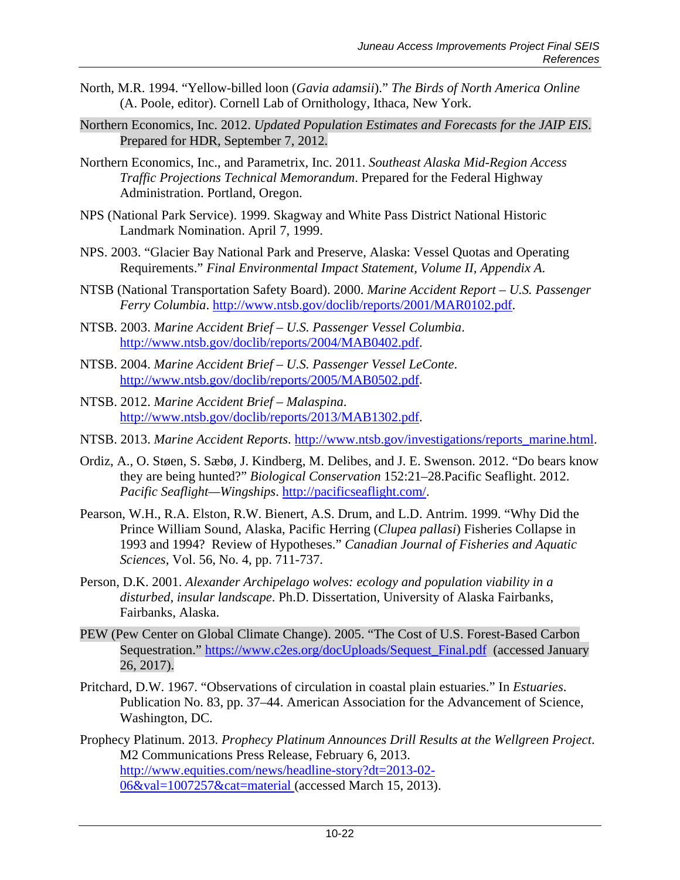North, M.R. 1994. "Yellow-billed loon (*Gavia adamsii*)." *The Birds of North America Online* (A. Poole, editor). Cornell Lab of Ornithology, Ithaca, New York.

Northern Economics, Inc. 2012. *Updated Population Estimates and Forecasts for the JAIP EIS*. Prepared for HDR, September 7, 2012.

Northern Economics, Inc., and Parametrix, Inc. 2011. *Southeast Alaska Mid-Region Access Traffic Projections Technical Memorandum*. Prepared for the Federal Highway Administration. Portland, Oregon.

NPS (National Park Service). 1999. Skagway and White Pass District National Historic Landmark Nomination. April 7, 1999.

NPS. 2003. "Glacier Bay National Park and Preserve, Alaska: Vessel Quotas and Operating Requirements." *Final Environmental Impact Statement, Volume II, Appendix A.*

NTSB (National Transportation Safety Board). 2000. *Marine Accident Report – U.S. Passenger Ferry Columbia*. http://www.ntsb.gov/doclib/reports/2001/MAR0102.pdf.

NTSB. 2003. *Marine Accident Brief – U.S. Passenger Vessel Columbia*. http://www.ntsb.gov/doclib/reports/2004/MAB0402.pdf.

NTSB. 2004. *Marine Accident Brief – U.S. Passenger Vessel LeConte*. http://www.ntsb.gov/doclib/reports/2005/MAB0502.pdf.

NTSB. 2012. *Marine Accident Brief – Malaspina*. http://www.ntsb.gov/doclib/reports/2013/MAB1302.pdf.

NTSB. 2013. *Marine Accident Reports*. http://www.ntsb.gov/investigations/reports_marine.html.

Ordiz, A., O. Støen, S. Sæbø, J. Kindberg, M. Delibes, and J. E. Swenson. 2012. "Do bears know they are being hunted?" *Biological Conservation* 152:21–28.Pacific Seaflight. 2012. *Pacific Seaflight—Wingships*. http://pacificseaflight.com/.

Pearson, W.H., R.A. Elston, R.W. Bienert, A.S. Drum, and L.D. Antrim. 1999. "Why Did the Prince William Sound, Alaska, Pacific Herring (*Clupea pallasi*) Fisheries Collapse in 1993 and 1994? Review of Hypotheses." *Canadian Journal of Fisheries and Aquatic Sciences*, Vol. 56, No. 4, pp. 711-737.

Person, D.K. 2001. *Alexander Archipelago wolves: ecology and population viability in a disturbed, insular landscape*. Ph.D. Dissertation, University of Alaska Fairbanks, Fairbanks, Alaska.

PEW (Pew Center on Global Climate Change). 2005. "The Cost of U.S. Forest-Based Carbon Sequestration." https://www.c2es.org/docUploads/Sequest_Final.pdf (accessed January 26, 2017).

Pritchard, D.W. 1967. "Observations of circulation in coastal plain estuaries." In *Estuaries*. Publication No. 83, pp. 37–44. American Association for the Advancement of Science, Washington, DC.

Prophecy Platinum. 2013. *Prophecy Platinum Announces Drill Results at the Wellgreen Project*. M2 Communications Press Release, February 6, 2013. http://www.equities.com/news/headline-story?dt=2013-02-06&val=1007257&cat=material (accessed March 15, 2013).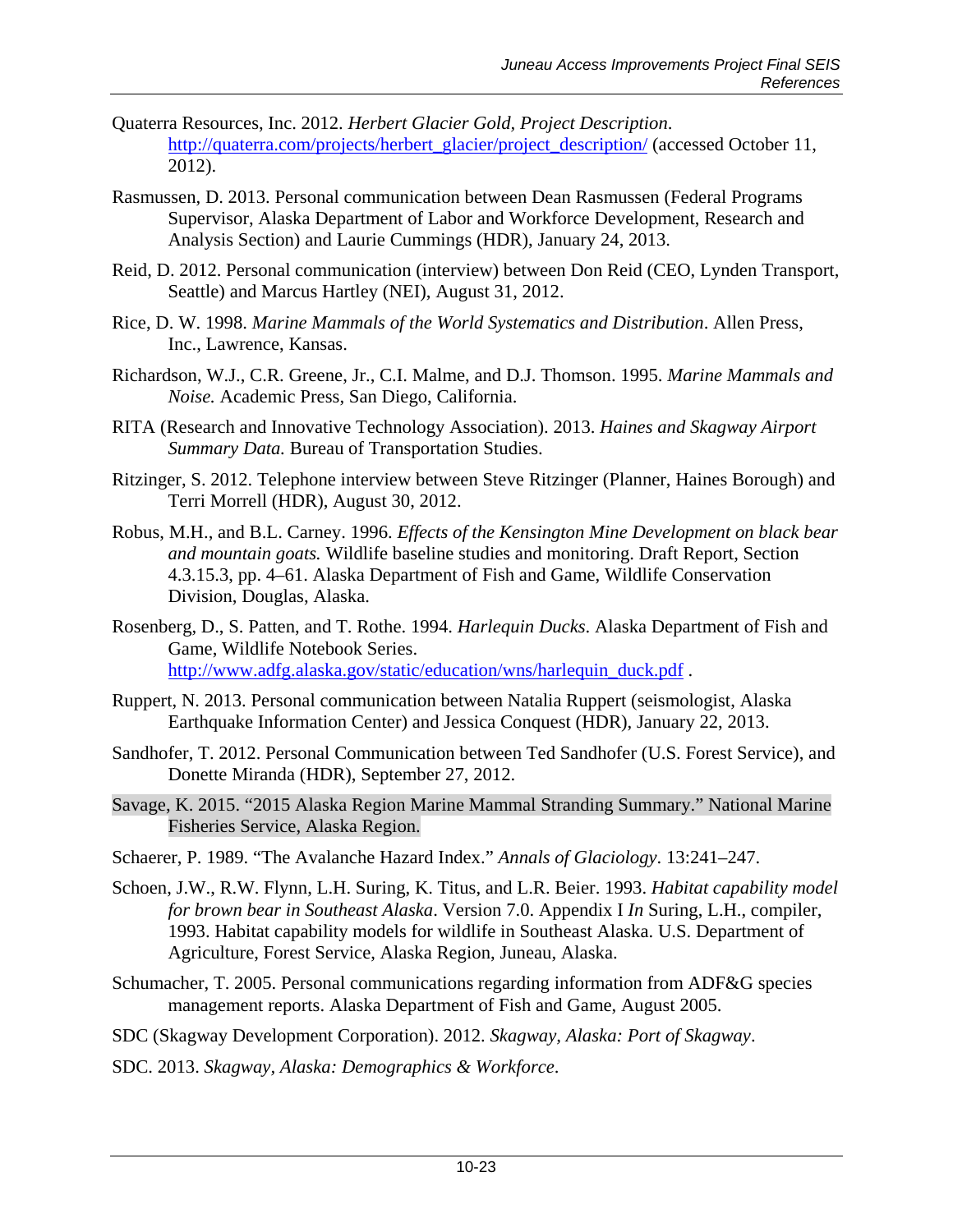Quaterra Resources, Inc. 2012. *Herbert Glacier Gold, Project Description*. http://quaterra.com/projects/herbert_glacier/project_description/ (accessed October 11, 2012).

Rasmussen, D. 2013. Personal communication between Dean Rasmussen (Federal Programs Supervisor, Alaska Department of Labor and Workforce Development, Research and Analysis Section) and Laurie Cummings (HDR), January 24, 2013.

Reid, D. 2012. Personal communication (interview) between Don Reid (CEO, Lynden Transport, Seattle) and Marcus Hartley (NEI), August 31, 2012.

Rice, D. W. 1998. *Marine Mammals of the World Systematics and Distribution*. Allen Press, Inc., Lawrence, Kansas.

Richardson, W.J., C.R. Greene, Jr., C.I. Malme, and D.J. Thomson. 1995. *Marine Mammals and Noise.* Academic Press, San Diego, California.

RITA (Research and Innovative Technology Association). 2013. *Haines and Skagway Airport Summary Data.* Bureau of Transportation Studies.

Ritzinger, S. 2012. Telephone interview between Steve Ritzinger (Planner, Haines Borough) and Terri Morrell (HDR), August 30, 2012.

Robus, M.H., and B.L. Carney. 1996. *Effects of the Kensington Mine Development on black bear and mountain goats.* Wildlife baseline studies and monitoring. Draft Report, Section 4.3.15.3, pp. 4–61. Alaska Department of Fish and Game, Wildlife Conservation Division, Douglas, Alaska.

Rosenberg, D., S. Patten, and T. Rothe. 1994. *Harlequin Ducks.* Alaska Department of Fish and Game, Wildlife Notebook Series. http://www.adfg.alaska.gov/static/education/wns/harlequin_duck.pdf .

Ruppert, N. 2013. Personal communication between Natalia Ruppert (seismologist, Alaska Earthquake Information Center) and Jessica Conquest (HDR), January 22, 2013.

Sandhofer, T. 2012. Personal Communication between Ted Sandhofer (U.S. Forest Service), and Donette Miranda (HDR), September 27, 2012.

Savage, K. 2015. "2015 Alaska Region Marine Mammal Stranding Summary." National Marine Fisheries Service, Alaska Region.

Schaerer, P. 1989. "The Avalanche Hazard Index." *Annals of Glaciology*. 13:241–247.

Schoen, J.W., R.W. Flynn, L.H. Suring, K. Titus, and L.R. Beier. 1993. *Habitat capability model for brown bear in Southeast Alaska*. Version 7.0. Appendix I *In* Suring, L.H., compiler, 1993. Habitat capability models for wildlife in Southeast Alaska. U.S. Department of Agriculture, Forest Service, Alaska Region, Juneau, Alaska.

Schumacher, T. 2005. Personal communications regarding information from ADF&G species management reports. Alaska Department of Fish and Game, August 2005.

SDC (Skagway Development Corporation). 2012. *Skagway, Alaska: Port of Skagway*.

SDC. 2013. *Skagway, Alaska: Demographics & Workforce*.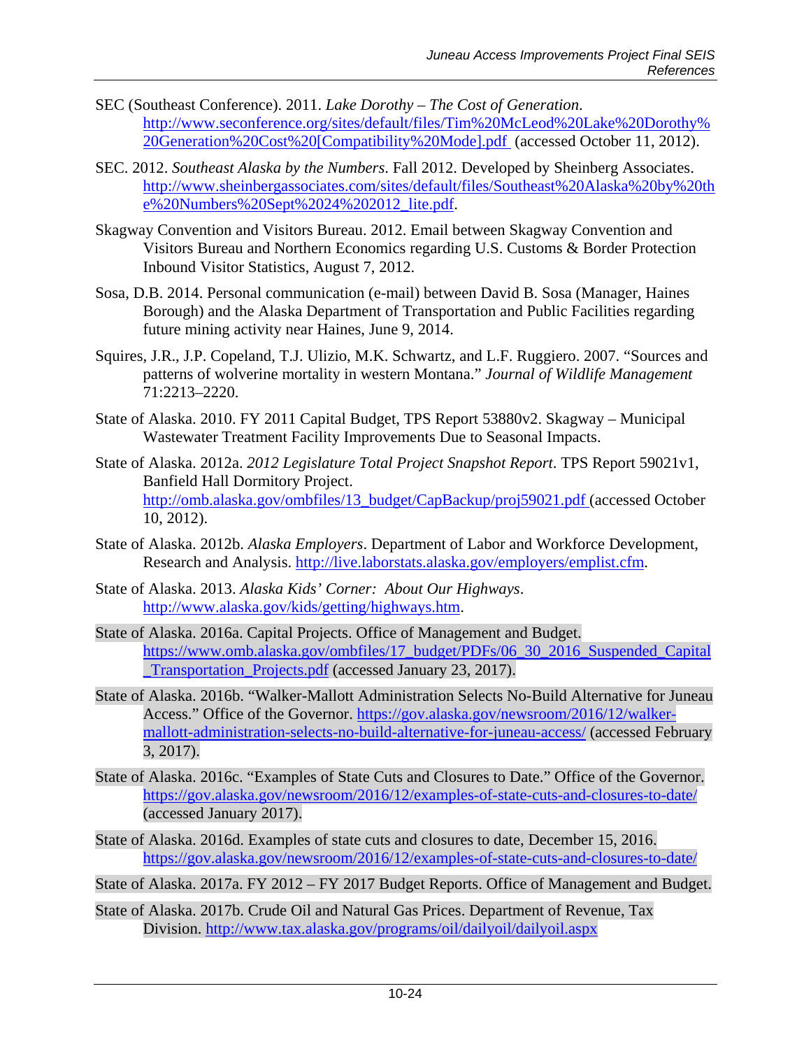SEC (Southeast Conference). 2011. *Lake Dorothy – The Cost of Generation*. http://www.seconference.org/sites/default/files/Tim%20McLeod%20Lake%20Dorothy%20Generation%20Cost%20[Compatibility%20Mode].pdf (accessed October 11, 2012).

SEC. 2012. *Southeast Alaska by the Numbers*. Fall 2012. Developed by Sheinberg Associates. http://www.sheinbergassociates.com/sites/default/files/Southeast%20Alaska%20by%20the%20Numbers%20Sept%2024%202012_lite.pdf.

Skagway Convention and Visitors Bureau. 2012. Email between Skagway Convention and Visitors Bureau and Northern Economics regarding U.S. Customs & Border Protection Inbound Visitor Statistics, August 7, 2012.

Sosa, D.B. 2014. Personal communication (e-mail) between David B. Sosa (Manager, Haines Borough) and the Alaska Department of Transportation and Public Facilities regarding future mining activity near Haines, June 9, 2014.

Squires, J.R., J.P. Copeland, T.J. Ulizio, M.K. Schwartz, and L.F. Ruggiero. 2007. "Sources and patterns of wolverine mortality in western Montana." *Journal of Wildlife Management* 71:2213–2220.

State of Alaska. 2010. FY 2011 Capital Budget, TPS Report 53880v2. Skagway – Municipal Wastewater Treatment Facility Improvements Due to Seasonal Impacts.

State of Alaska. 2012a. *2012 Legislature Total Project Snapshot Report*. TPS Report 59021v1, Banfield Hall Dormitory Project. http://omb.alaska.gov/ombfiles/13_budget/CapBackup/proj59021.pdf (accessed October 10, 2012).

State of Alaska. 2012b. *Alaska Employers*. Department of Labor and Workforce Development, Research and Analysis. http://live.laborstats.alaska.gov/employers/emplist.cfm.

State of Alaska. 2013. *Alaska Kids' Corner: About Our Highways*. http://www.alaska.gov/kids/getting/highways.htm.

State of Alaska. 2016a. Capital Projects. Office of Management and Budget. https://www.omb.alaska.gov/ombfiles/17_budget/PDFs/06_30_2016_Suspended_Capital_Transportation_Projects.pdf (accessed January 23, 2017).

State of Alaska. 2016b. "Walker-Mallott Administration Selects No-Build Alternative for Juneau Access." Office of the Governor. https://gov.alaska.gov/newsroom/2016/12/walker-mallott-administration-selects-no-build-alternative-for-juneau-access/ (accessed February 3, 2017).

State of Alaska. 2016c. "Examples of State Cuts and Closures to Date." Office of the Governor. https://gov.alaska.gov/newsroom/2016/12/examples-of-state-cuts-and-closures-to-date/ (accessed January 2017).

State of Alaska. 2016d. Examples of state cuts and closures to date, December 15, 2016. https://gov.alaska.gov/newsroom/2016/12/examples-of-state-cuts-and-closures-to-date/

State of Alaska. 2017a. FY 2012 – FY 2017 Budget Reports. Office of Management and Budget.

State of Alaska. 2017b. Crude Oil and Natural Gas Prices. Department of Revenue, Tax Division. http://www.tax.alaska.gov/programs/oil/dailyoil/dailyoil.aspx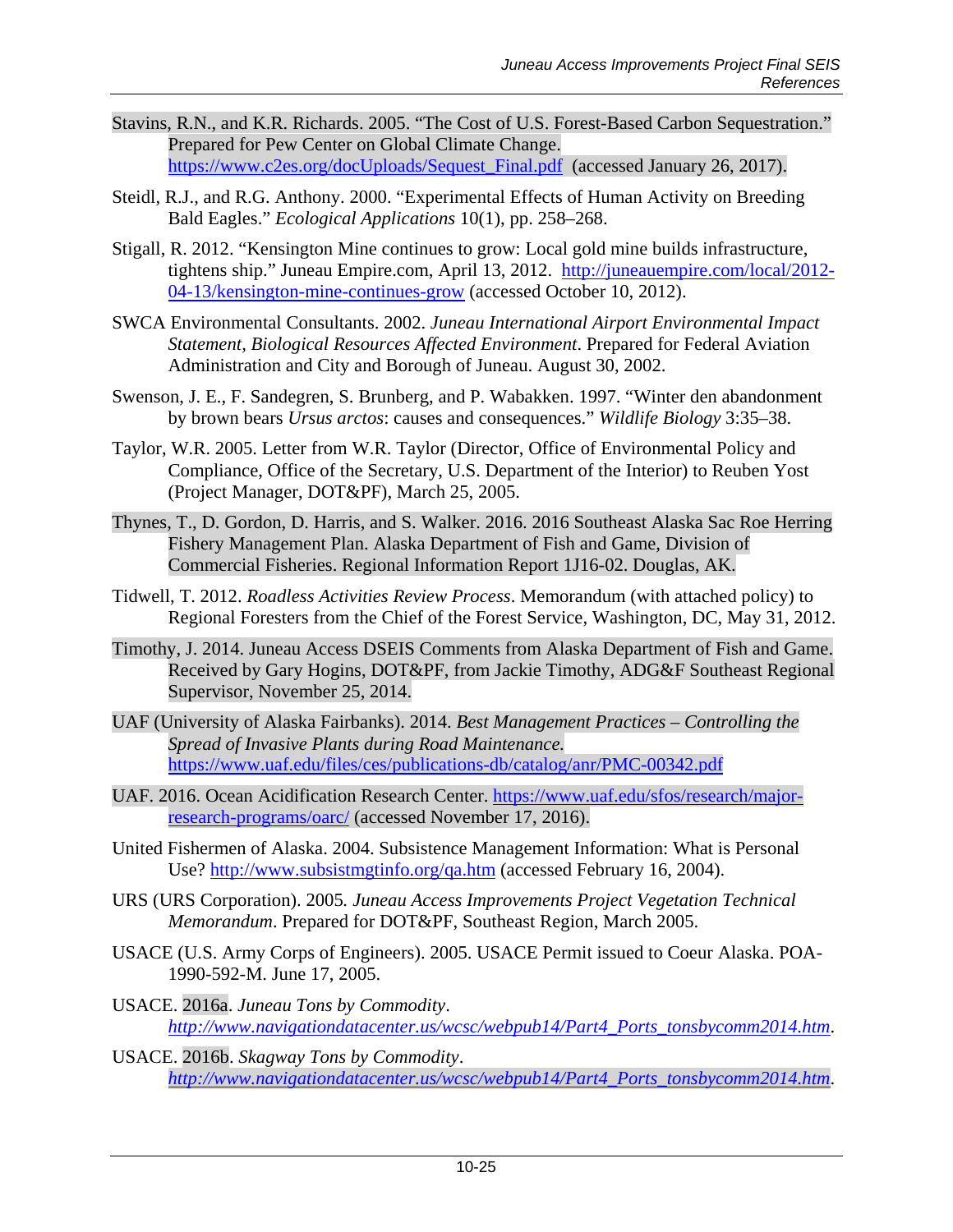Stavins, R.N., and K.R. Richards. 2005. “The Cost of U.S. Forest-Based Carbon Sequestration.” Prepared for Pew Center on Global Climate Change. https://www.c2es.org/docUploads/Sequest_Final.pdf (accessed January 26, 2017).

Steidl, R.J., and R.G. Anthony. 2000. “Experimental Effects of Human Activity on Breeding Bald Eagles.” *Ecological Applications* 10(1), pp. 258–268.

Stigall, R. 2012. “Kensington Mine continues to grow: Local gold mine builds infrastructure, tightens ship.” Juneau Empire.com, April 13, 2012. http://juneauempire.com/local/2012-04-13/kensington-mine-continues-grow (accessed October 10, 2012).

SWCA Environmental Consultants. 2002. *Juneau International Airport Environmental Impact Statement, Biological Resources Affected Environment*. Prepared for Federal Aviation Administration and City and Borough of Juneau. August 30, 2002.

Swenson, J. E., F. Sandegren, S. Brunberg, and P. Wabakken. 1997. “Winter den abandonment by brown bears *Ursus arctos*: causes and consequences.” *Wildlife Biology* 3:35–38.

Taylor, W.R. 2005. Letter from W.R. Taylor (Director, Office of Environmental Policy and Compliance, Office of the Secretary, U.S. Department of the Interior) to Reuben Yost (Project Manager, DOT&PF), March 25, 2005.

Thynes, T., D. Gordon, D. Harris, and S. Walker. 2016. 2016 Southeast Alaska Sac Roe Herring Fishery Management Plan. Alaska Department of Fish and Game, Division of Commercial Fisheries. Regional Information Report 1J16-02. Douglas, AK.

Tidwell, T. 2012. *Roadless Activities Review Process*. Memorandum (with attached policy) to Regional Foresters from the Chief of the Forest Service, Washington, DC, May 31, 2012.

Timothy, J. 2014. Juneau Access DSEIS Comments from Alaska Department of Fish and Game. Received by Gary Hogins, DOT&PF, from Jackie Timothy, ADG&F Southeast Regional Supervisor, November 25, 2014.

UAF (University of Alaska Fairbanks). 2014. *Best Management Practices – Controlling the Spread of Invasive Plants during Road Maintenance.* https://www.uaf.edu/files/ces/publications-db/catalog/anr/PMC-00342.pdf

UAF. 2016. Ocean Acidification Research Center. https://www.uaf.edu/sfos/research/major-research-programs/oarc/ (accessed November 17, 2016).

United Fishermen of Alaska. 2004. Subsistence Management Information: What is Personal Use? http://www.subsistmgtinfo.org/qa.htm (accessed February 16, 2004).

URS (URS Corporation). 2005. *Juneau Access Improvements Project Vegetation Technical Memorandum*. Prepared for DOT&PF, Southeast Region, March 2005.

USACE (U.S. Army Corps of Engineers). 2005. USACE Permit issued to Coeur Alaska. POA-1990-592-M. June 17, 2005.

USACE. 2016a. *Juneau Tons by Commodity*. *http://www.navigationdatacenter.us/wcsc/webpub14/Part4_Ports_tonsbycomm2014.htm*.

USACE. 2016b. *Skagway Tons by Commodity*. *http://www.navigationdatacenter.us/wcsc/webpub14/Part4_Ports_tonsbycomm2014.htm*.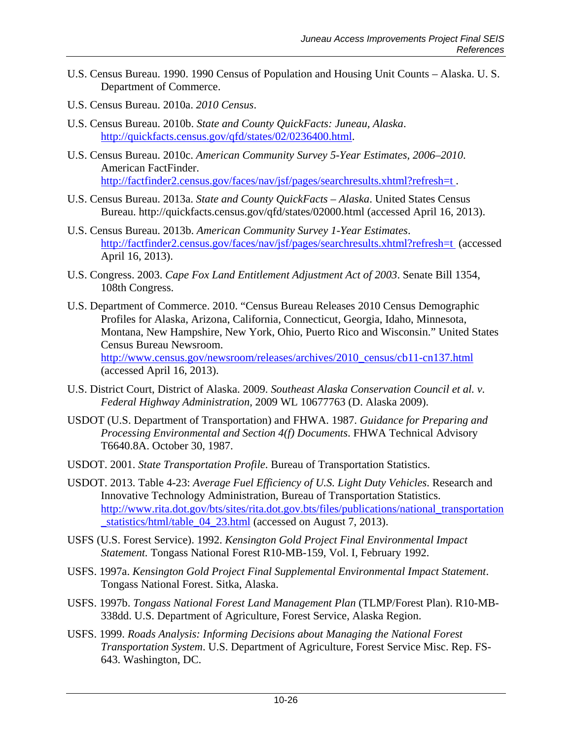U.S. Census Bureau. 1990. 1990 Census of Population and Housing Unit Counts – Alaska. U. S. Department of Commerce.

U.S. Census Bureau. 2010a. *2010 Census*.

U.S. Census Bureau. 2010b. *State and County QuickFacts: Juneau, Alaska*. http://quickfacts.census.gov/qfd/states/02/0236400.html.

U.S. Census Bureau. 2010c. *American Community Survey 5-Year Estimates, 2006–2010*. American FactFinder. http://factfinder2.census.gov/faces/nav/jsf/pages/searchresults.xhtml?refresh=t .

U.S. Census Bureau. 2013a. *State and County QuickFacts – Alaska*. United States Census Bureau. http://quickfacts.census.gov/qfd/states/02000.html (accessed April 16, 2013).

U.S. Census Bureau. 2013b. *American Community Survey 1-Year Estimates*. http://factfinder2.census.gov/faces/nav/jsf/pages/searchresults.xhtml?refresh=t (accessed April 16, 2013).

U.S. Congress. 2003. *Cape Fox Land Entitlement Adjustment Act of 2003*. Senate Bill 1354, 108th Congress.

U.S. Department of Commerce. 2010. "Census Bureau Releases 2010 Census Demographic Profiles for Alaska, Arizona, California, Connecticut, Georgia, Idaho, Minnesota, Montana, New Hampshire, New York, Ohio, Puerto Rico and Wisconsin." United States Census Bureau Newsroom. http://www.census.gov/newsroom/releases/archives/2010_census/cb11-cn137.html (accessed April 16, 2013).

U.S. District Court, District of Alaska. 2009. *Southeast Alaska Conservation Council et al. v. Federal Highway Administration*, 2009 WL 10677763 (D. Alaska 2009).

USDOT (U.S. Department of Transportation) and FHWA. 1987. *Guidance for Preparing and Processing Environmental and Section 4(f) Documents*. FHWA Technical Advisory T6640.8A. October 30, 1987.

USDOT. 2001. *State Transportation Profile*. Bureau of Transportation Statistics.

USDOT. 2013. Table 4-23: *Average Fuel Efficiency of U.S. Light Duty Vehicles*. Research and Innovative Technology Administration, Bureau of Transportation Statistics. http://www.rita.dot.gov/bts/sites/rita.dot.gov.bts/files/publications/national_transportation_statistics/html/table_04_23.html (accessed on August 7, 2013).

USFS (U.S. Forest Service). 1992. *Kensington Gold Project Final Environmental Impact Statement.* Tongass National Forest R10-MB-159, Vol. I, February 1992.

USFS. 1997a. *Kensington Gold Project Final Supplemental Environmental Impact Statement*. Tongass National Forest. Sitka, Alaska.

USFS. 1997b. *Tongass National Forest Land Management Plan* (TLMP/Forest Plan). R10-MB-338dd. U.S. Department of Agriculture, Forest Service, Alaska Region.

USFS. 1999. *Roads Analysis: Informing Decisions about Managing the National Forest Transportation System*. U.S. Department of Agriculture, Forest Service Misc. Rep. FS-643. Washington, DC.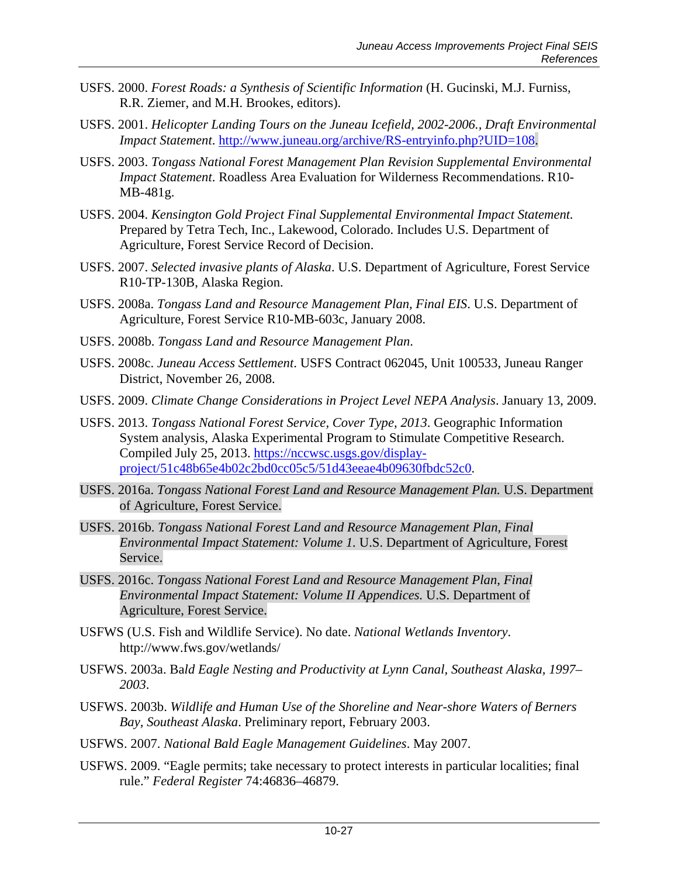USFS. 2000. *Forest Roads: a Synthesis of Scientific Information* (H. Gucinski, M.J. Furniss, R.R. Ziemer, and M.H. Brookes, editors).

USFS. 2001. *Helicopter Landing Tours on the Juneau Icefield, 2002-2006., Draft Environmental Impact Statement*. http://www.juneau.org/archive/RS-entryinfo.php?UID=108.

USFS. 2003. *Tongass National Forest Management Plan Revision Supplemental Environmental Impact Statement*. Roadless Area Evaluation for Wilderness Recommendations. R10-MB-481g.

USFS. 2004. *Kensington Gold Project Final Supplemental Environmental Impact Statement.* Prepared by Tetra Tech, Inc., Lakewood, Colorado. Includes U.S. Department of Agriculture, Forest Service Record of Decision.

USFS. 2007. *Selected invasive plants of Alaska*. U.S. Department of Agriculture, Forest Service R10-TP-130B, Alaska Region.

USFS. 2008a. *Tongass Land and Resource Management Plan, Final EIS*. U.S. Department of Agriculture, Forest Service R10-MB-603c, January 2008.

USFS. 2008b. *Tongass Land and Resource Management Plan*.

USFS. 2008c. *Juneau Access Settlement*. USFS Contract 062045, Unit 100533, Juneau Ranger District, November 26, 2008.

USFS. 2009. *Climate Change Considerations in Project Level NEPA Analysis*. January 13, 2009.

USFS. 2013. *Tongass National Forest Service, Cover Type, 2013*. Geographic Information System analysis, Alaska Experimental Program to Stimulate Competitive Research. Compiled July 25, 2013. https://nccwsc.usgs.gov/display-project/51c48b65e4b02c2bd0cc05c5/51d43eeae4b09630fbdc52c0.

USFS. 2016a. *Tongass National Forest Land and Resource Management Plan.* U.S. Department of Agriculture, Forest Service.

USFS. 2016b. *Tongass National Forest Land and Resource Management Plan, Final Environmental Impact Statement: Volume 1.* U.S. Department of Agriculture, Forest Service.

USFS. 2016c. *Tongass National Forest Land and Resource Management Plan, Final Environmental Impact Statement: Volume II Appendices.* U.S. Department of Agriculture, Forest Service.

USFWS (U.S. Fish and Wildlife Service). No date. *National Wetlands Inventory*. http://www.fws.gov/wetlands/

USFWS. 2003a. *Bald Eagle Nesting and Productivity at Lynn Canal, Southeast Alaska, 1997–2003*.

USFWS. 2003b. *Wildlife and Human Use of the Shoreline and Near-shore Waters of Berners Bay, Southeast Alaska*. Preliminary report, February 2003.

USFWS. 2007. *National Bald Eagle Management Guidelines*. May 2007.

USFWS. 2009. "Eagle permits; take necessary to protect interests in particular localities; final rule." *Federal Register* 74:46836–46879.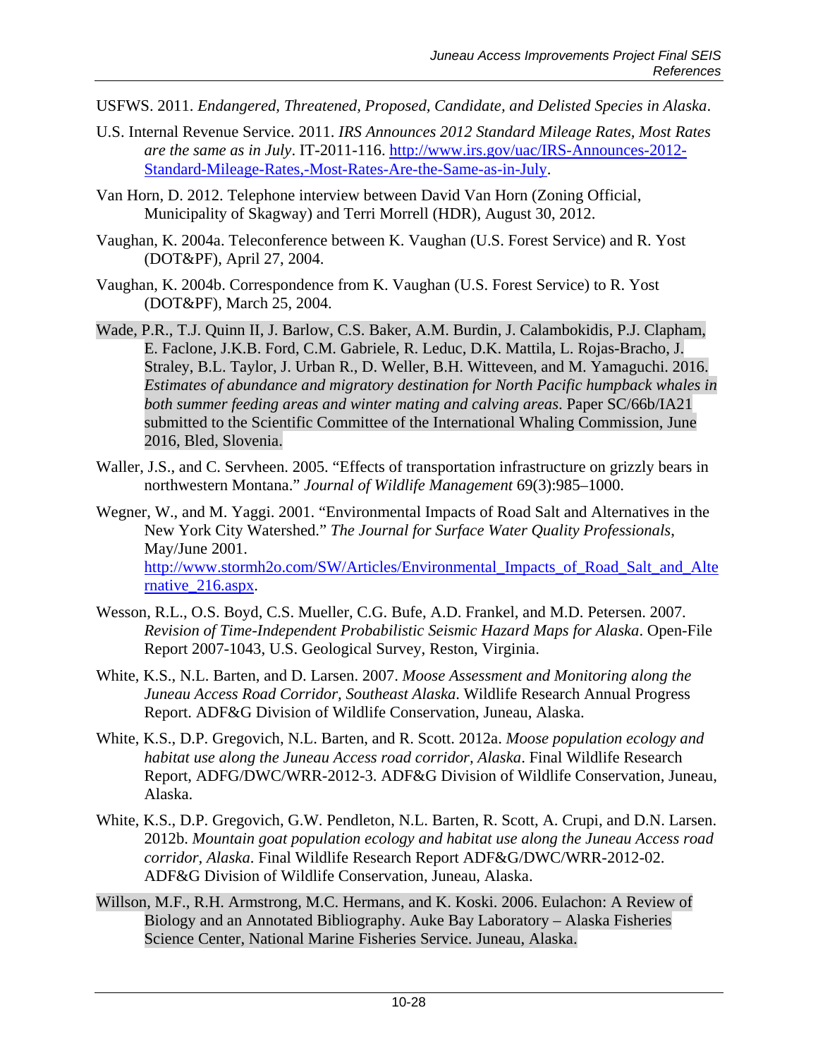USFWS. 2011. *Endangered, Threatened, Proposed, Candidate, and Delisted Species in Alaska*.

U.S. Internal Revenue Service. 2011. *IRS Announces 2012 Standard Mileage Rates, Most Rates are the same as in July*. IT-2011-116. http://www.irs.gov/uac/IRS-Announces-2012-Standard-Mileage-Rates,-Most-Rates-Are-the-Same-as-in-July.

Van Horn, D. 2012. Telephone interview between David Van Horn (Zoning Official, Municipality of Skagway) and Terri Morrell (HDR), August 30, 2012.

Vaughan, K. 2004a. Teleconference between K. Vaughan (U.S. Forest Service) and R. Yost (DOT&PF), April 27, 2004.

Vaughan, K. 2004b. Correspondence from K. Vaughan (U.S. Forest Service) to R. Yost (DOT&PF), March 25, 2004.

Wade, P.R., T.J. Quinn II, J. Barlow, C.S. Baker, A.M. Burdin, J. Calambokidis, P.J. Clapham, E. Faclone, J.K.B. Ford, C.M. Gabriele, R. Leduc, D.K. Mattila, L. Rojas-Bracho, J. Straley, B.L. Taylor, J. Urban R., D. Weller, B.H. Witteveen, and M. Yamaguchi. 2016. *Estimates of abundance and migratory destination for North Pacific humpback whales in both summer feeding areas and winter mating and calving areas*. Paper SC/66b/IA21 submitted to the Scientific Committee of the International Whaling Commission, June 2016, Bled, Slovenia.

Waller, J.S., and C. Servheen. 2005. "Effects of transportation infrastructure on grizzly bears in northwestern Montana." *Journal of Wildlife Management* 69(3):985–1000.

Wegner, W., and M. Yaggi. 2001. "Environmental Impacts of Road Salt and Alternatives in the New York City Watershed." *The Journal for Surface Water Quality Professionals*, May/June 2001. http://www.stormh2o.com/SW/Articles/Environmental_Impacts_of_Road_Salt_and_Alternative_216.aspx.

Wesson, R.L., O.S. Boyd, C.S. Mueller, C.G. Bufe, A.D. Frankel, and M.D. Petersen. 2007. *Revision of Time-Independent Probabilistic Seismic Hazard Maps for Alaska*. Open-File Report 2007-1043, U.S. Geological Survey, Reston, Virginia.

White, K.S., N.L. Barten, and D. Larsen. 2007. *Moose Assessment and Monitoring along the Juneau Access Road Corridor, Southeast Alaska*. Wildlife Research Annual Progress Report. ADF&G Division of Wildlife Conservation, Juneau, Alaska.

White, K.S., D.P. Gregovich, N.L. Barten, and R. Scott. 2012a. *Moose population ecology and habitat use along the Juneau Access road corridor, Alaska*. Final Wildlife Research Report, ADFG/DWC/WRR-2012-3. ADF&G Division of Wildlife Conservation, Juneau, Alaska.

White, K.S., D.P. Gregovich, G.W. Pendleton, N.L. Barten, R. Scott, A. Crupi, and D.N. Larsen. 2012b. *Mountain goat population ecology and habitat use along the Juneau Access road corridor, Alaska*. Final Wildlife Research Report ADF&G/DWC/WRR-2012-02. ADF&G Division of Wildlife Conservation, Juneau, Alaska.

Willson, M.F., R.H. Armstrong, M.C. Hermans, and K. Koski. 2006. Eulachon: A Review of Biology and an Annotated Bibliography. Auke Bay Laboratory – Alaska Fisheries Science Center, National Marine Fisheries Service. Juneau, Alaska.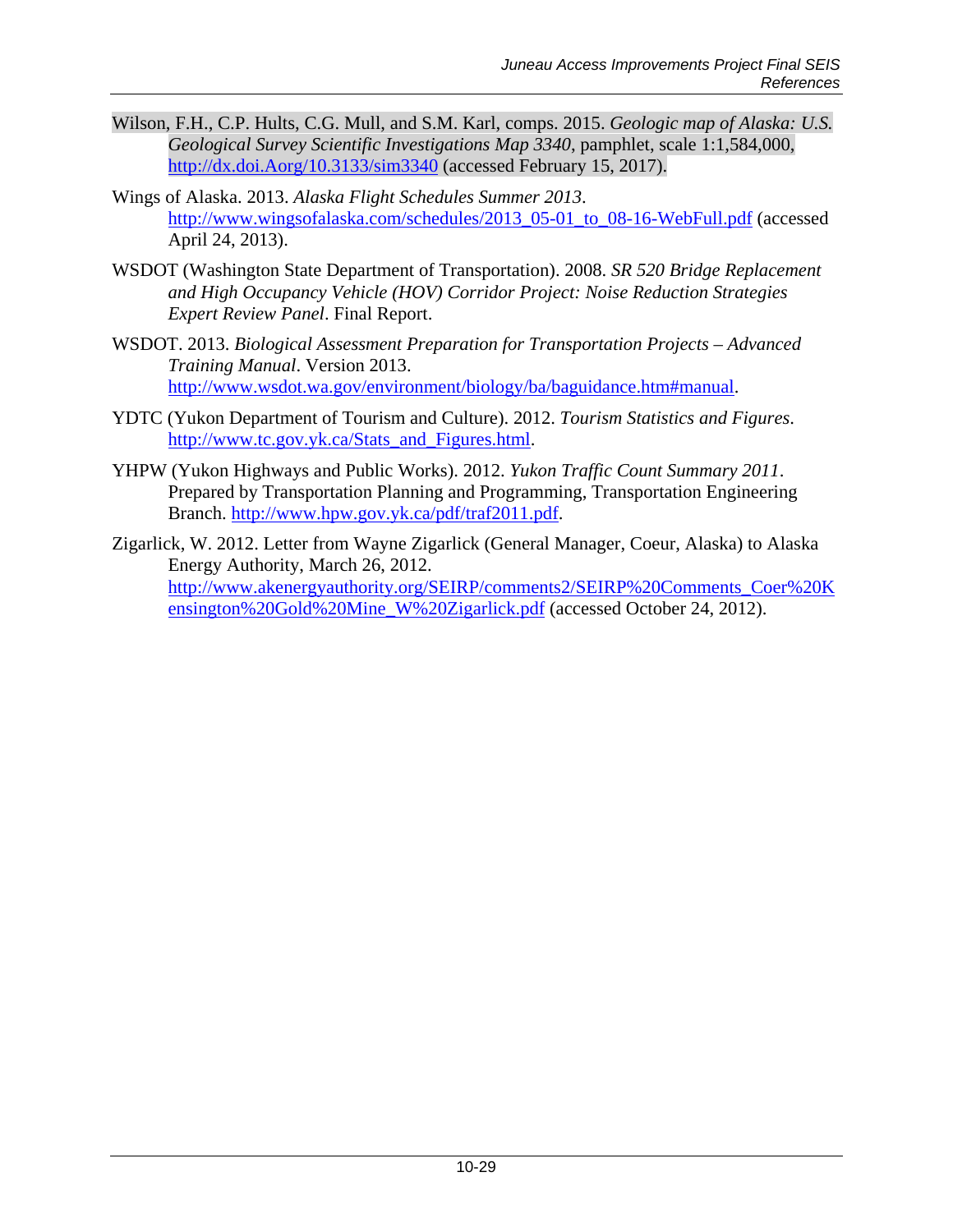Wilson, F.H., C.P. Hults, C.G. Mull, and S.M. Karl, comps. 2015. *Geologic map of Alaska: U.S. Geological Survey Scientific Investigations Map 3340*, pamphlet, scale 1:1,584,000, http://dx.doi.Aorg/10.3133/sim3340 (accessed February 15, 2017).

Wings of Alaska. 2013. *Alaska Flight Schedules Summer 2013*. http://www.wingsofalaska.com/schedules/2013_05-01_to_08-16-WebFull.pdf (accessed April 24, 2013).

WSDOT (Washington State Department of Transportation). 2008. *SR 520 Bridge Replacement and High Occupancy Vehicle (HOV) Corridor Project: Noise Reduction Strategies Expert Review Panel*. Final Report.

WSDOT. 2013. *Biological Assessment Preparation for Transportation Projects – Advanced Training Manual*. Version 2013. http://www.wsdot.wa.gov/environment/biology/ba/baguidance.htm#manual.

YDTC (Yukon Department of Tourism and Culture). 2012. *Tourism Statistics and Figures*. http://www.tc.gov.yk.ca/Stats_and_Figures.html.

YHPW (Yukon Highways and Public Works). 2012. *Yukon Traffic Count Summary 2011*. Prepared by Transportation Planning and Programming, Transportation Engineering Branch. http://www.hpw.gov.yk.ca/pdf/traf2011.pdf.

Zigarlick, W. 2012. Letter from Wayne Zigarlick (General Manager, Coeur, Alaska) to Alaska Energy Authority, March 26, 2012. http://www.akenergyauthority.org/SEIRP/comments2/SEIRP%20Comments_Coer%20Kensington%20Gold%20Mine_W%20Zigarlick.pdf (accessed October 24, 2012).